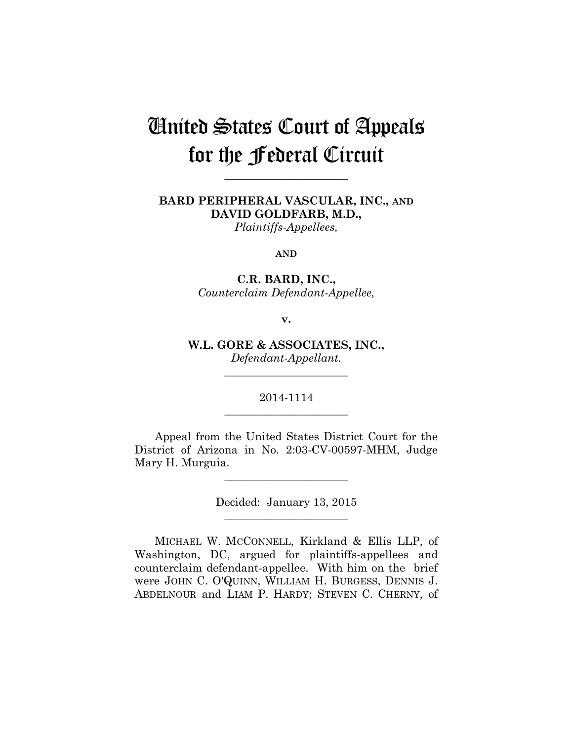# United States Court of Appeals for the Federal Circuit

---

**BARD PERIPHERAL VASCULAR, INC., AND DAVID GOLDFARB, M.D.,**
*Plaintiffs-Appellees,*

**AND**

**C.R. BARD, INC.,**
*Counterclaim Defendant-Appellee,*

**v.**

**W.L. GORE & ASSOCIATES, INC.,**
*Defendant-Appellant.*

---

2014-1114

---

Appeal from the United States District Court for the District of Arizona in No. 2:03-CV-00597-MHM, Judge Mary H. Murguia.

---

Decided: January 13, 2015

---

MICHAEL W. MCCONNELL, Kirkland & Ellis LLP, of Washington, DC, argued for plaintiffs-appellees and counterclaim defendant-appellee. With him on the brief were JOHN C. O'QUINN, WILLIAM H. BURGESS, DENNIS J. ABDELNOUR and LIAM P. HARDY; STEVEN C. CHERNY, of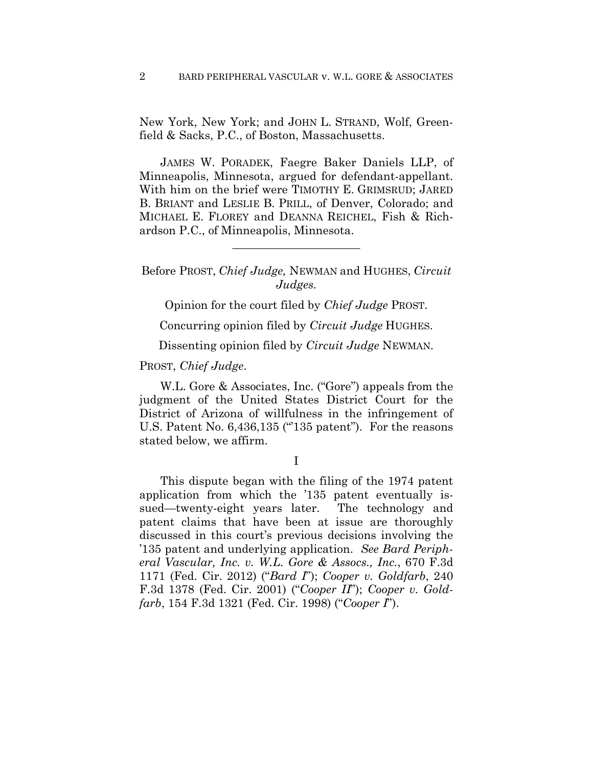New York, New York; and JOHN L. STRAND, Wolf, Greenfield & Sacks, P.C., of Boston, Massachusetts.

JAMES W. PORADEK, Faegre Baker Daniels LLP, of Minneapolis, Minnesota, argued for defendant-appellant. With him on the brief were TIMOTHY E. GRIMSRUD; JARED B. BRIANT and LESLIE B. PRILL, of Denver, Colorado; and MICHAEL E. FLOREY and DEANNA REICHEL, Fish & Richardson P.C., of Minneapolis, Minnesota.

---

Before PROST, *Chief Judge,* NEWMAN and HUGHES, *Circuit Judges.*

Opinion for the court filed by *Chief Judge* PROST.

Concurring opinion filed by *Circuit Judge* HUGHES.

Dissenting opinion filed by *Circuit Judge* NEWMAN.

PROST, *Chief Judge*.

W.L. Gore & Associates, Inc. ("Gore") appeals from the judgment of the United States District Court for the District of Arizona of willfulness in the infringement of U.S. Patent No. 6,436,135 ("'135 patent"). For the reasons stated below, we affirm.

I

This dispute began with the filing of the 1974 patent application from which the '135 patent eventually issued—twenty-eight years later. The technology and patent claims that have been at issue are thoroughly discussed in this court's previous decisions involving the '135 patent and underlying application. *See Bard Peripheral Vascular, Inc. v. W.L. Gore & Assocs., Inc.*, 670 F.3d 1171 (Fed. Cir. 2012) ("*Bard I*"); *Cooper v. Goldfarb*, 240 F.3d 1378 (Fed. Cir. 2001) ("*Cooper II*"); *Cooper v. Goldfarb*, 154 F.3d 1321 (Fed. Cir. 1998) ("*Cooper I*").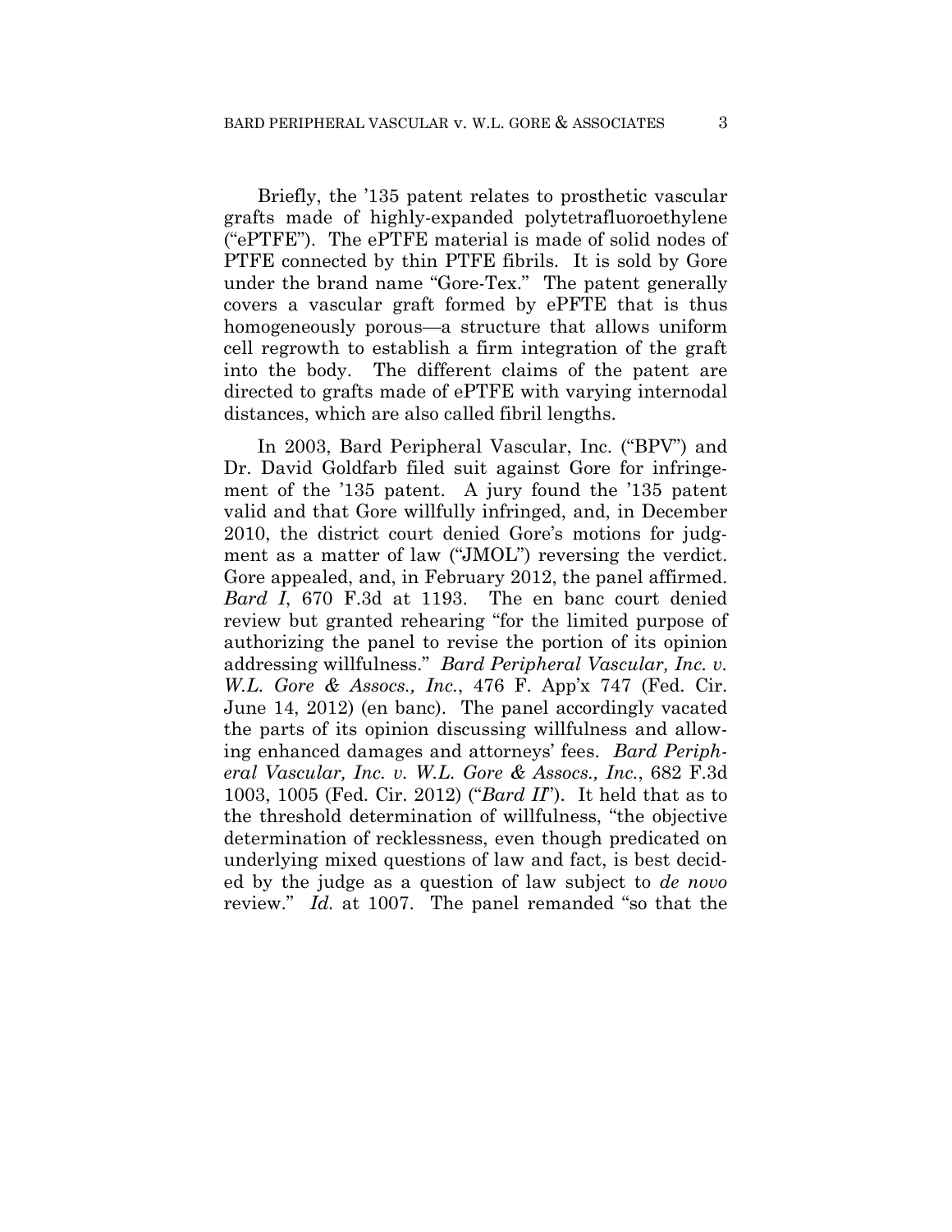Briefly, the '135 patent relates to prosthetic vascular grafts made of highly-expanded polytetrafluoroethylene ("ePTFE"). The ePTFE material is made of solid nodes of PTFE connected by thin PTFE fibrils. It is sold by Gore under the brand name "Gore-Tex." The patent generally covers a vascular graft formed by ePFTE that is thus homogeneously porous—a structure that allows uniform cell regrowth to establish a firm integration of the graft into the body. The different claims of the patent are directed to grafts made of ePTFE with varying internodal distances, which are also called fibril lengths.

In 2003, Bard Peripheral Vascular, Inc. ("BPV") and Dr. David Goldfarb filed suit against Gore for infringement of the '135 patent. A jury found the '135 patent valid and that Gore willfully infringed, and, in December 2010, the district court denied Gore's motions for judgment as a matter of law ("JMOL") reversing the verdict. Gore appealed, and, in February 2012, the panel affirmed. *Bard I*, 670 F.3d at 1193. The en banc court denied review but granted rehearing "for the limited purpose of authorizing the panel to revise the portion of its opinion addressing willfulness." *Bard Peripheral Vascular, Inc. v. W.L. Gore & Assocs., Inc.*, 476 F. App'x 747 (Fed. Cir. June 14, 2012) (en banc). The panel accordingly vacated the parts of its opinion discussing willfulness and allowing enhanced damages and attorneys' fees. *Bard Peripheral Vascular, Inc. v. W.L. Gore & Assocs., Inc.*, 682 F.3d 1003, 1005 (Fed. Cir. 2012) ("*Bard II*"). It held that as to the threshold determination of willfulness, "the objective determination of recklessness, even though predicated on underlying mixed questions of law and fact, is best decided by the judge as a question of law subject to *de novo* review." *Id.* at 1007. The panel remanded "so that the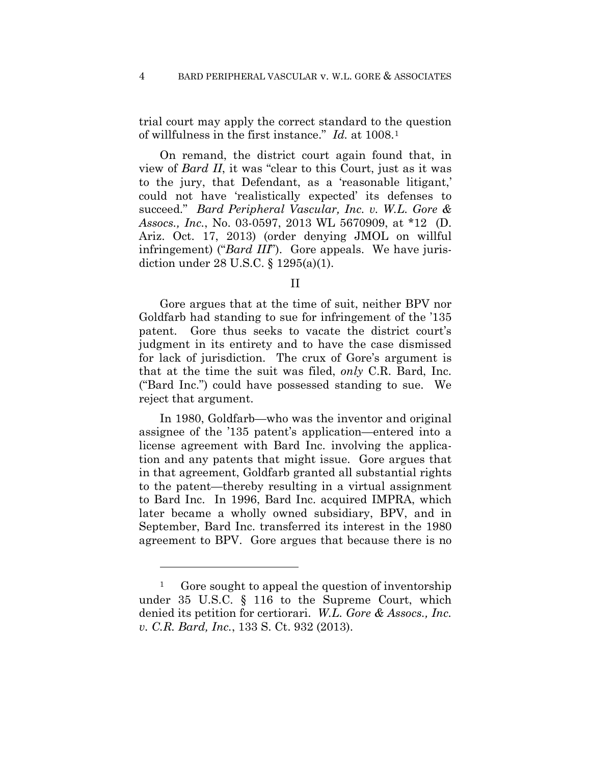trial court may apply the correct standard to the question of willfulness in the first instance." *Id.* at 1008.[1]

On remand, the district court again found that, in view of *Bard II*, it was "clear to this Court, just as it was to the jury, that Defendant, as a 'reasonable litigant,' could not have 'realistically expected' its defenses to succeed." *Bard Peripheral Vascular, Inc. v. W.L. Gore & Assocs., Inc.*, No. 03-0597, 2013 WL 5670909, at *12 (D. Ariz. Oct. 17, 2013) (order denying JMOL on willful infringement) ("*Bard III*"). Gore appeals. We have jurisdiction under 28 U.S.C. § 1295(a)(1).

## II

Gore argues that at the time of suit, neither BPV nor Goldfarb had standing to sue for infringement of the '135 patent. Gore thus seeks to vacate the district court's judgment in its entirety and to have the case dismissed for lack of jurisdiction. The crux of Gore's argument is that at the time the suit was filed, *only* C.R. Bard, Inc. ("Bard Inc.") could have possessed standing to sue. We reject that argument.

In 1980, Goldfarb—who was the inventor and original assignee of the '135 patent's application—entered into a license agreement with Bard Inc. involving the application and any patents that might issue. Gore argues that in that agreement, Goldfarb granted all substantial rights to the patent—thereby resulting in a virtual assignment to Bard Inc. In 1996, Bard Inc. acquired IMPRA, which later became a wholly owned subsidiary, BPV, and in September, Bard Inc. transferred its interest in the 1980 agreement to BPV. Gore argues that because there is no

---

[1] Gore sought to appeal the question of inventorship under 35 U.S.C. § 116 to the Supreme Court, which denied its petition for certiorari. *W.L. Gore & Assocs., Inc. v. C.R. Bard, Inc.*, 133 S. Ct. 932 (2013).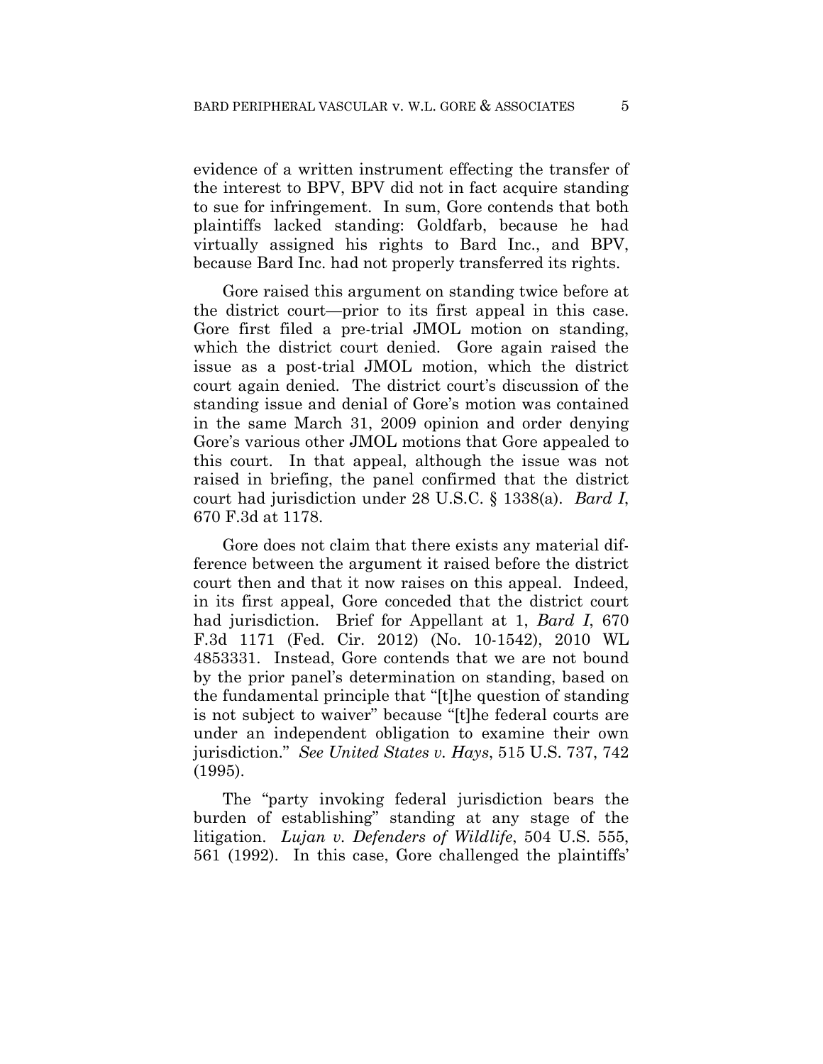evidence of a written instrument effecting the transfer of the interest to BPV, BPV did not in fact acquire standing to sue for infringement. In sum, Gore contends that both plaintiffs lacked standing: Goldfarb, because he had virtually assigned his rights to Bard Inc., and BPV, because Bard Inc. had not properly transferred its rights.

Gore raised this argument on standing twice before at the district court—prior to its first appeal in this case. Gore first filed a pre-trial JMOL motion on standing, which the district court denied. Gore again raised the issue as a post-trial JMOL motion, which the district court again denied. The district court's discussion of the standing issue and denial of Gore's motion was contained in the same March 31, 2009 opinion and order denying Gore's various other JMOL motions that Gore appealed to this court. In that appeal, although the issue was not raised in briefing, the panel confirmed that the district court had jurisdiction under 28 U.S.C. § 1338(a). *Bard I*, 670 F.3d at 1178.

Gore does not claim that there exists any material difference between the argument it raised before the district court then and that it now raises on this appeal. Indeed, in its first appeal, Gore conceded that the district court had jurisdiction. Brief for Appellant at 1, *Bard I*, 670 F.3d 1171 (Fed. Cir. 2012) (No. 10-1542), 2010 WL 4853331. Instead, Gore contends that we are not bound by the prior panel's determination on standing, based on the fundamental principle that "[t]he question of standing is not subject to waiver" because "[t]he federal courts are under an independent obligation to examine their own jurisdiction." *See United States v. Hays*, 515 U.S. 737, 742 (1995).

The "party invoking federal jurisdiction bears the burden of establishing" standing at any stage of the litigation. *Lujan v. Defenders of Wildlife*, 504 U.S. 555, 561 (1992). In this case, Gore challenged the plaintiffs'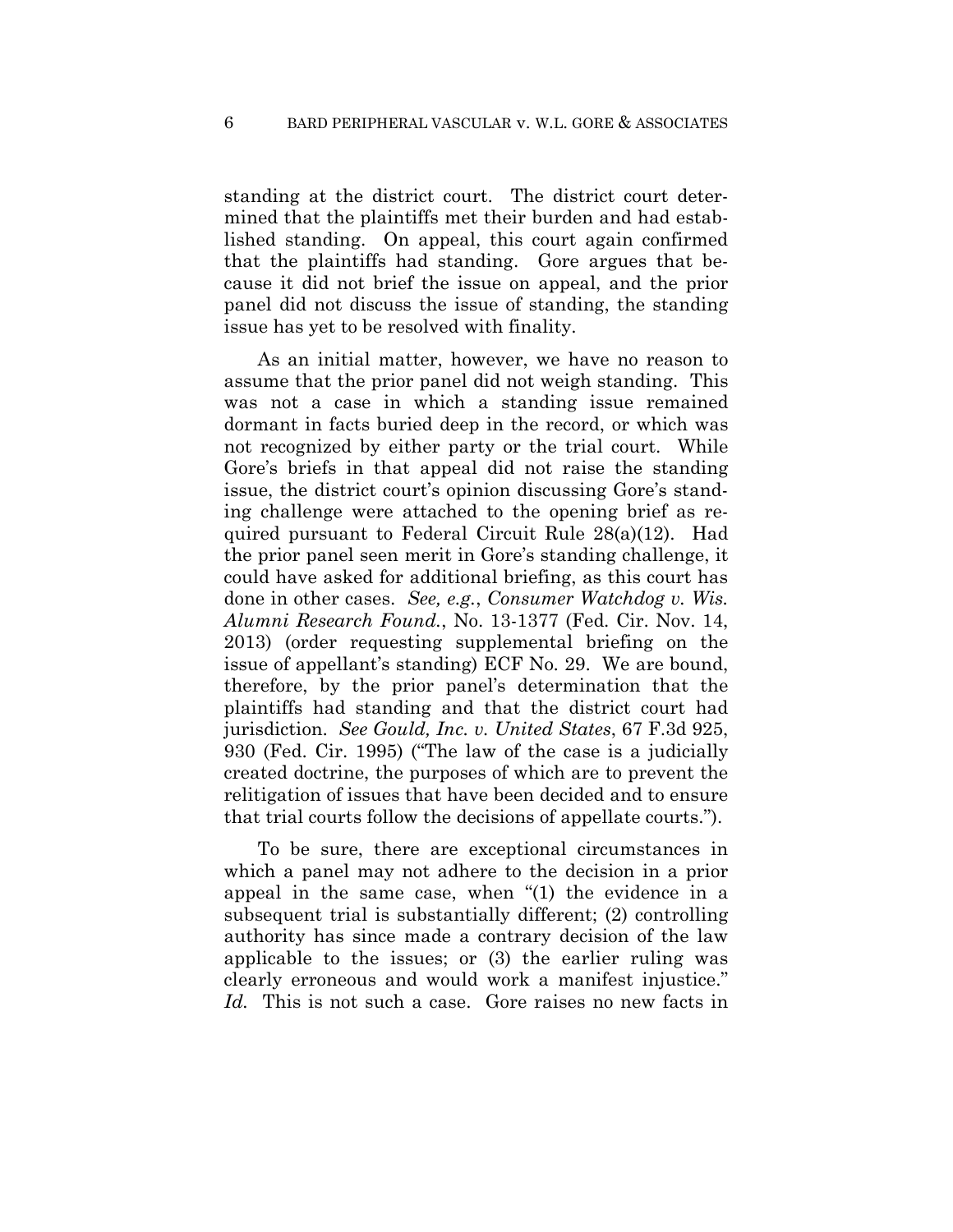standing at the district court. The district court determined that the plaintiffs met their burden and had established standing. On appeal, this court again confirmed that the plaintiffs had standing. Gore argues that because it did not brief the issue on appeal, and the prior panel did not discuss the issue of standing, the standing issue has yet to be resolved with finality.

As an initial matter, however, we have no reason to assume that the prior panel did not weigh standing. This was not a case in which a standing issue remained dormant in facts buried deep in the record, or which was not recognized by either party or the trial court. While Gore's briefs in that appeal did not raise the standing issue, the district court's opinion discussing Gore's standing challenge were attached to the opening brief as required pursuant to Federal Circuit Rule 28(a)(12). Had the prior panel seen merit in Gore's standing challenge, it could have asked for additional briefing, as this court has done in other cases. *See, e.g.*, *Consumer Watchdog v. Wis. Alumni Research Found.*, No. 13-1377 (Fed. Cir. Nov. 14, 2013) (order requesting supplemental briefing on the issue of appellant's standing) ECF No. 29. We are bound, therefore, by the prior panel's determination that the plaintiffs had standing and that the district court had jurisdiction. *See Gould, Inc. v. United States*, 67 F.3d 925, 930 (Fed. Cir. 1995) ("The law of the case is a judicially created doctrine, the purposes of which are to prevent the relitigation of issues that have been decided and to ensure that trial courts follow the decisions of appellate courts.").

To be sure, there are exceptional circumstances in which a panel may not adhere to the decision in a prior appeal in the same case, when "(1) the evidence in a subsequent trial is substantially different; (2) controlling authority has since made a contrary decision of the law applicable to the issues; or (3) the earlier ruling was clearly erroneous and would work a manifest injustice." *Id.* This is not such a case. Gore raises no new facts in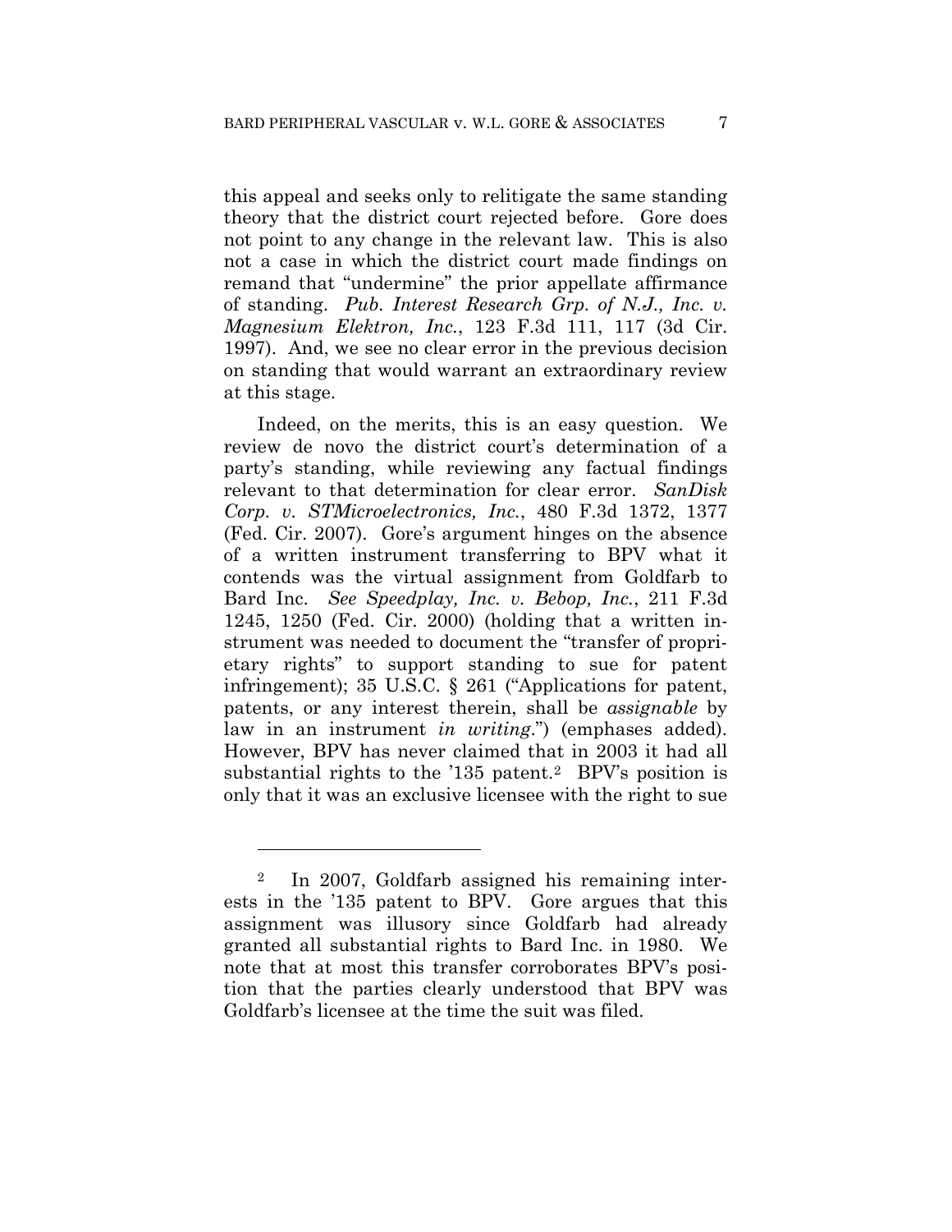this appeal and seeks only to relitigate the same standing theory that the district court rejected before. Gore does not point to any change in the relevant law. This is also not a case in which the district court made findings on remand that "undermine" the prior appellate affirmance of standing. *Pub. Interest Research Grp. of N.J., Inc. v. Magnesium Elektron, Inc.*, 123 F.3d 111, 117 (3d Cir. 1997). And, we see no clear error in the previous decision on standing that would warrant an extraordinary review at this stage.

Indeed, on the merits, this is an easy question. We review de novo the district court's determination of a party's standing, while reviewing any factual findings relevant to that determination for clear error. *SanDisk Corp. v. STMicroelectronics, Inc.*, 480 F.3d 1372, 1377 (Fed. Cir. 2007). Gore's argument hinges on the absence of a written instrument transferring to BPV what it contends was the virtual assignment from Goldfarb to Bard Inc. *See Speedplay, Inc. v. Bebop, Inc.*, 211 F.3d 1245, 1250 (Fed. Cir. 2000) (holding that a written instrument was needed to document the "transfer of proprietary rights" to support standing to sue for patent infringement); 35 U.S.C. § 261 ("Applications for patent, patents, or any interest therein, shall be *assignable* by law in an instrument *in writing*.") (emphases added). However, BPV has never claimed that in 2003 it had all substantial rights to the '135 patent.[2] BPV's position is only that it was an exclusive licensee with the right to sue

---

[2] In 2007, Goldfarb assigned his remaining interests in the '135 patent to BPV. Gore argues that this assignment was illusory since Goldfarb had already granted all substantial rights to Bard Inc. in 1980. We note that at most this transfer corroborates BPV's position that the parties clearly understood that BPV was Goldfarb's licensee at the time the suit was filed.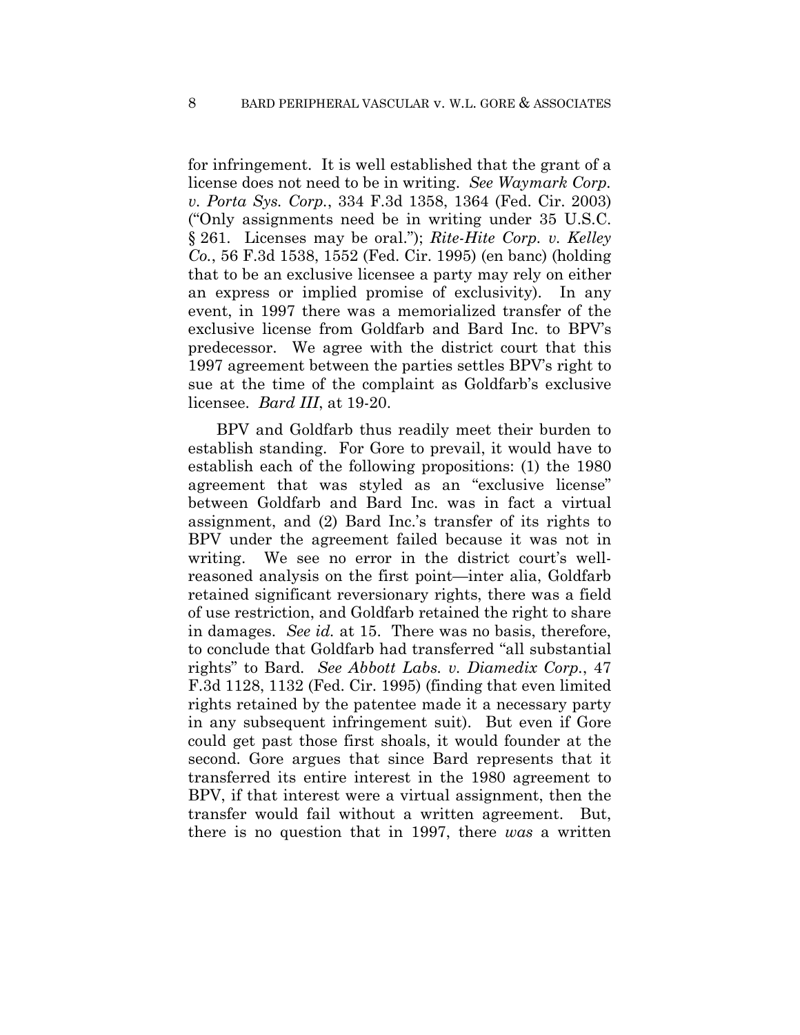for infringement. It is well established that the grant of a license does not need to be in writing. *See Waymark Corp. v. Porta Sys. Corp.*, 334 F.3d 1358, 1364 (Fed. Cir. 2003) ("Only assignments need be in writing under 35 U.S.C. § 261. Licenses may be oral."); *Rite-Hite Corp. v. Kelley Co.*, 56 F.3d 1538, 1552 (Fed. Cir. 1995) (en banc) (holding that to be an exclusive licensee a party may rely on either an express or implied promise of exclusivity). In any event, in 1997 there was a memorialized transfer of the exclusive license from Goldfarb and Bard Inc. to BPV's predecessor. We agree with the district court that this 1997 agreement between the parties settles BPV's right to sue at the time of the complaint as Goldfarb's exclusive licensee. *Bard III*, at 19-20.

BPV and Goldfarb thus readily meet their burden to establish standing. For Gore to prevail, it would have to establish each of the following propositions: (1) the 1980 agreement that was styled as an "exclusive license" between Goldfarb and Bard Inc. was in fact a virtual assignment, and (2) Bard Inc.'s transfer of its rights to BPV under the agreement failed because it was not in writing. We see no error in the district court's well-reasoned analysis on the first point—inter alia, Goldfarb retained significant reversionary rights, there was a field of use restriction, and Goldfarb retained the right to share in damages. *See id.* at 15. There was no basis, therefore, to conclude that Goldfarb had transferred "all substantial rights" to Bard. *See Abbott Labs. v. Diamedix Corp.*, 47 F.3d 1128, 1132 (Fed. Cir. 1995) (finding that even limited rights retained by the patentee made it a necessary party in any subsequent infringement suit). But even if Gore could get past those first shoals, it would founder at the second. Gore argues that since Bard represents that it transferred its entire interest in the 1980 agreement to BPV, if that interest were a virtual assignment, then the transfer would fail without a written agreement. But, there is no question that in 1997, there *was* a written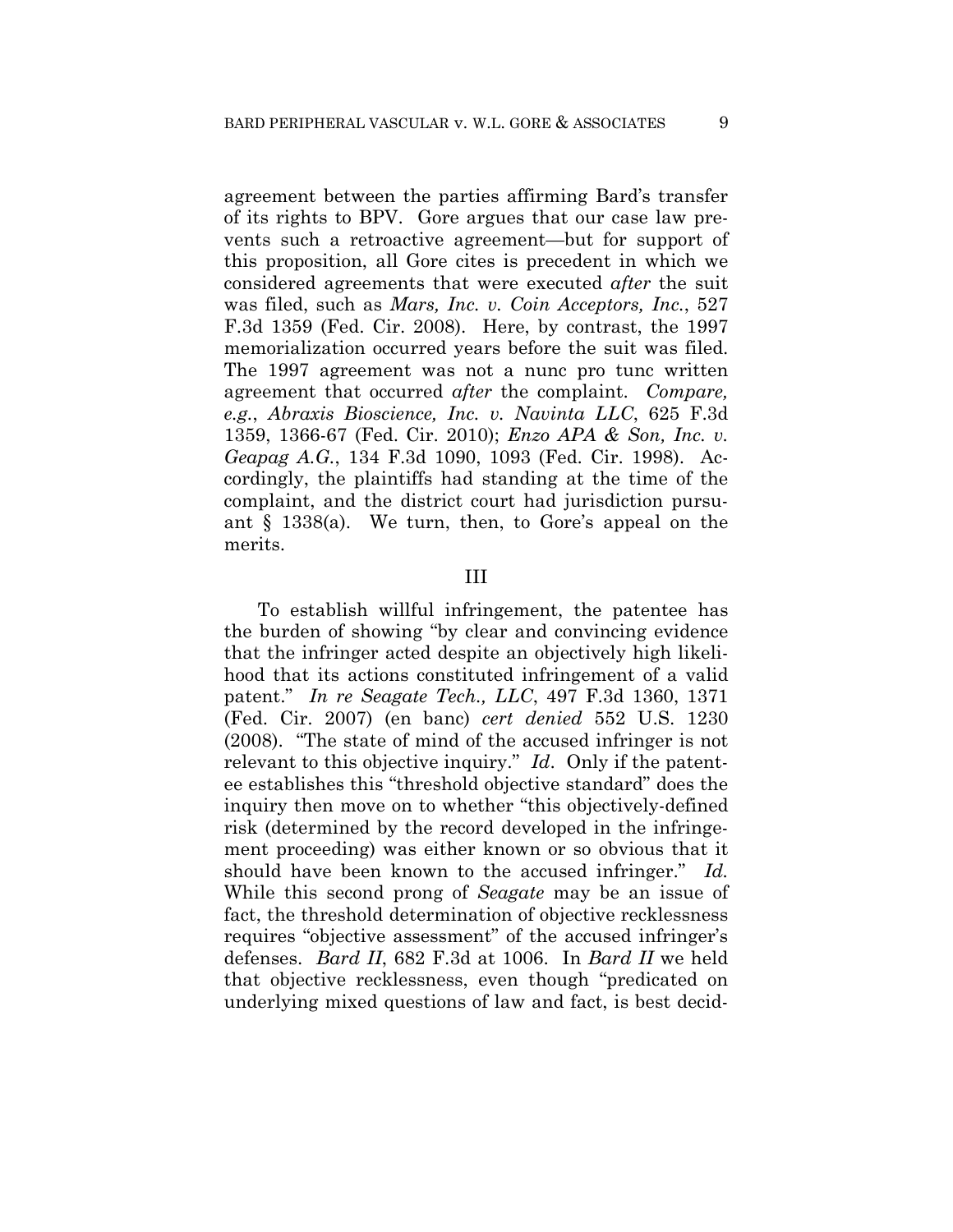agreement between the parties affirming Bard's transfer of its rights to BPV. Gore argues that our case law prevents such a retroactive agreement—but for support of this proposition, all Gore cites is precedent in which we considered agreements that were executed *after* the suit was filed, such as *Mars, Inc. v. Coin Acceptors, Inc.*, 527 F.3d 1359 (Fed. Cir. 2008). Here, by contrast, the 1997 memorialization occurred years before the suit was filed. The 1997 agreement was not a nunc pro tunc written agreement that occurred *after* the complaint. *Compare, e.g.*, *Abraxis Bioscience, Inc. v. Navinta LLC*, 625 F.3d 1359, 1366-67 (Fed. Cir. 2010); *Enzo APA & Son, Inc. v. Geapag A.G.*, 134 F.3d 1090, 1093 (Fed. Cir. 1998). Accordingly, the plaintiffs had standing at the time of the complaint, and the district court had jurisdiction pursuant § 1338(a). We turn, then, to Gore's appeal on the merits.

## III

To establish willful infringement, the patentee has the burden of showing "by clear and convincing evidence that the infringer acted despite an objectively high likelihood that its actions constituted infringement of a valid patent." *In re Seagate Tech., LLC*, 497 F.3d 1360, 1371 (Fed. Cir. 2007) (en banc) *cert denied* 552 U.S. 1230 (2008). "The state of mind of the accused infringer is not relevant to this objective inquiry." *Id*. Only if the patentee establishes this "threshold objective standard" does the inquiry then move on to whether "this objectively-defined risk (determined by the record developed in the infringement proceeding) was either known or so obvious that it should have been known to the accused infringer." *Id.* While this second prong of *Seagate* may be an issue of fact, the threshold determination of objective recklessness requires "objective assessment" of the accused infringer's defenses. *Bard II*, 682 F.3d at 1006. In *Bard II* we held that objective recklessness, even though "predicated on underlying mixed questions of law and fact, is best decid-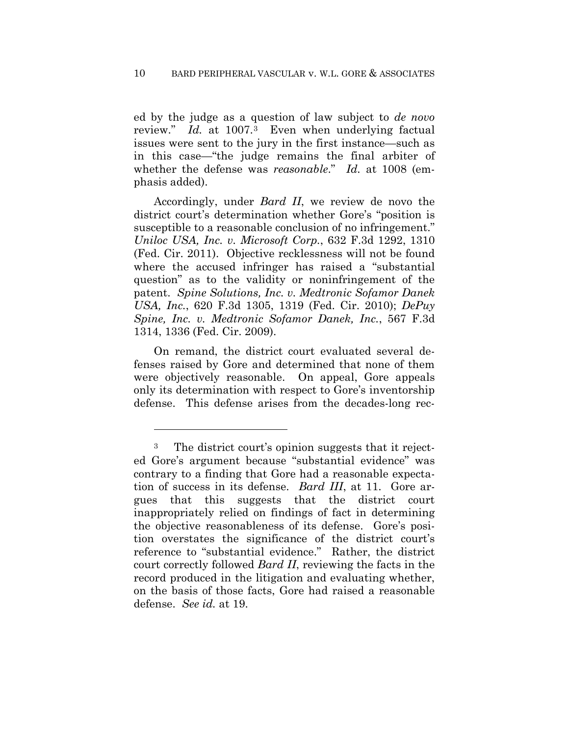ed by the judge as a question of law subject to *de novo* review." *Id.* at 1007.[3] Even when underlying factual issues were sent to the jury in the first instance—such as in this case—"the judge remains the final arbiter of whether the defense was *reasonable*." *Id.* at 1008 (emphasis added).

Accordingly, under *Bard II*, we review de novo the district court's determination whether Gore's "position is susceptible to a reasonable conclusion of no infringement." *Uniloc USA, Inc. v. Microsoft Corp.*, 632 F.3d 1292, 1310 (Fed. Cir. 2011). Objective recklessness will not be found where the accused infringer has raised a "substantial question" as to the validity or noninfringement of the patent. *Spine Solutions, Inc. v. Medtronic Sofamor Danek USA, Inc.*, 620 F.3d 1305, 1319 (Fed. Cir. 2010); *DePuy Spine, Inc. v. Medtronic Sofamor Danek, Inc.*, 567 F.3d 1314, 1336 (Fed. Cir. 2009).

On remand, the district court evaluated several defenses raised by Gore and determined that none of them were objectively reasonable. On appeal, Gore appeals only its determination with respect to Gore's inventorship defense. This defense arises from the decades-long rec-

---

[3] The district court's opinion suggests that it rejected Gore's argument because "substantial evidence" was contrary to a finding that Gore had a reasonable expectation of success in its defense. *Bard III*, at 11. Gore argues that this suggests that the district court inappropriately relied on findings of fact in determining the objective reasonableness of its defense. Gore's position overstates the significance of the district court's reference to "substantial evidence." Rather, the district court correctly followed *Bard II*, reviewing the facts in the record produced in the litigation and evaluating whether, on the basis of those facts, Gore had raised a reasonable defense. *See id.* at 19.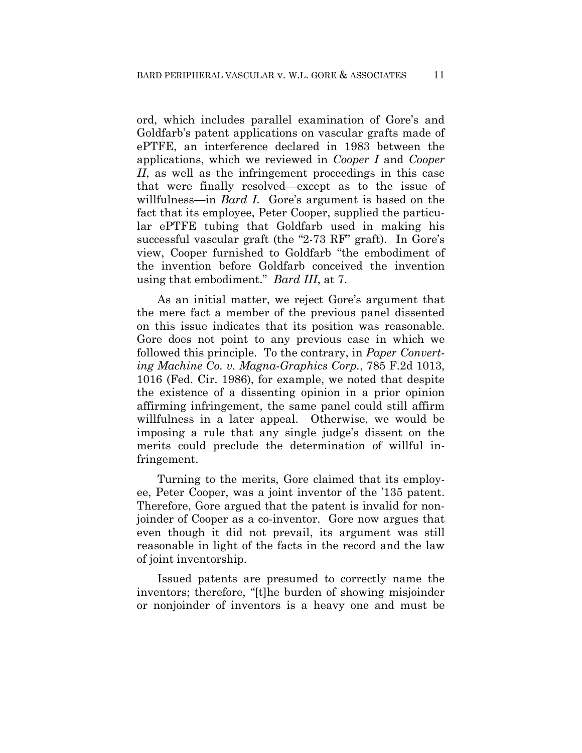ord, which includes parallel examination of Gore's and Goldfarb's patent applications on vascular grafts made of ePTFE, an interference declared in 1983 between the applications, which we reviewed in *Cooper I* and *Cooper II*, as well as the infringement proceedings in this case that were finally resolved—except as to the issue of willfulness—in *Bard I*. Gore's argument is based on the fact that its employee, Peter Cooper, supplied the particular ePTFE tubing that Goldfarb used in making his successful vascular graft (the "2-73 RF" graft). In Gore's view, Cooper furnished to Goldfarb "the embodiment of the invention before Goldfarb conceived the invention using that embodiment." *Bard III*, at 7.

As an initial matter, we reject Gore's argument that the mere fact a member of the previous panel dissented on this issue indicates that its position was reasonable. Gore does not point to any previous case in which we followed this principle. To the contrary, in *Paper Converting Machine Co. v. Magna-Graphics Corp.*, 785 F.2d 1013, 1016 (Fed. Cir. 1986), for example, we noted that despite the existence of a dissenting opinion in a prior opinion affirming infringement, the same panel could still affirm willfulness in a later appeal. Otherwise, we would be imposing a rule that any single judge's dissent on the merits could preclude the determination of willful infringement.

Turning to the merits, Gore claimed that its employee, Peter Cooper, was a joint inventor of the '135 patent. Therefore, Gore argued that the patent is invalid for nonjoinder of Cooper as a co-inventor. Gore now argues that even though it did not prevail, its argument was still reasonable in light of the facts in the record and the law of joint inventorship.

Issued patents are presumed to correctly name the inventors; therefore, "[t]he burden of showing misjoinder or nonjoinder of inventors is a heavy one and must be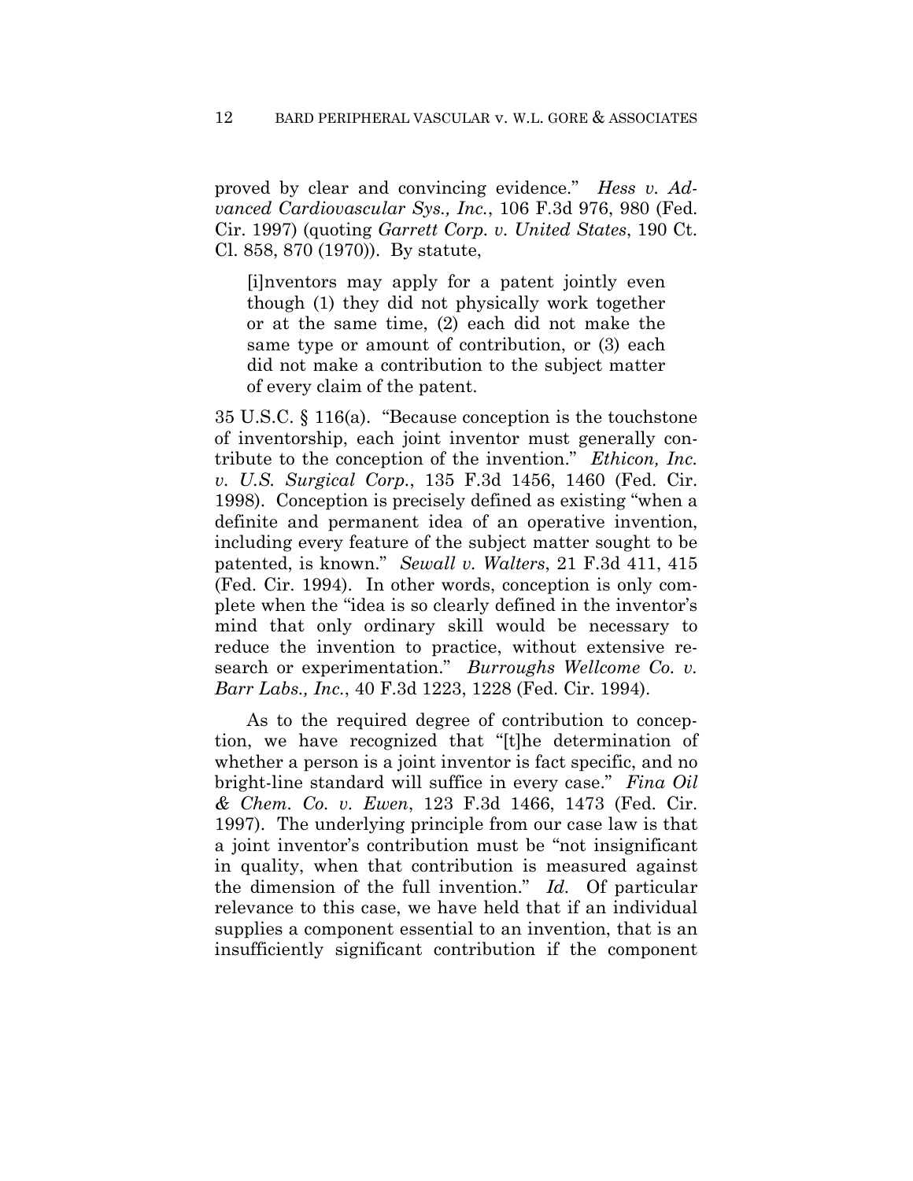proved by clear and convincing evidence." *Hess v. Advanced Cardiovascular Sys., Inc.*, 106 F.3d 976, 980 (Fed. Cir. 1997) (quoting *Garrett Corp. v. United States*, 190 Ct. Cl. 858, 870 (1970)). By statute,

> [i]nventors may apply for a patent jointly even though (1) they did not physically work together or at the same time, (2) each did not make the same type or amount of contribution, or (3) each did not make a contribution to the subject matter of every claim of the patent.

35 U.S.C. § 116(a). "Because conception is the touchstone of inventorship, each joint inventor must generally contribute to the conception of the invention." *Ethicon, Inc. v. U.S. Surgical Corp.*, 135 F.3d 1456, 1460 (Fed. Cir. 1998). Conception is precisely defined as existing "when a definite and permanent idea of an operative invention, including every feature of the subject matter sought to be patented, is known." *Sewall v. Walters*, 21 F.3d 411, 415 (Fed. Cir. 1994). In other words, conception is only complete when the "idea is so clearly defined in the inventor's mind that only ordinary skill would be necessary to reduce the invention to practice, without extensive research or experimentation." *Burroughs Wellcome Co. v. Barr Labs., Inc.*, 40 F.3d 1223, 1228 (Fed. Cir. 1994).

As to the required degree of contribution to conception, we have recognized that "[t]he determination of whether a person is a joint inventor is fact specific, and no bright-line standard will suffice in every case." *Fina Oil & Chem. Co. v. Ewen*, 123 F.3d 1466, 1473 (Fed. Cir. 1997). The underlying principle from our case law is that a joint inventor's contribution must be "not insignificant in quality, when that contribution is measured against the dimension of the full invention." *Id.* Of particular relevance to this case, we have held that if an individual supplies a component essential to an invention, that is an insufficiently significant contribution if the component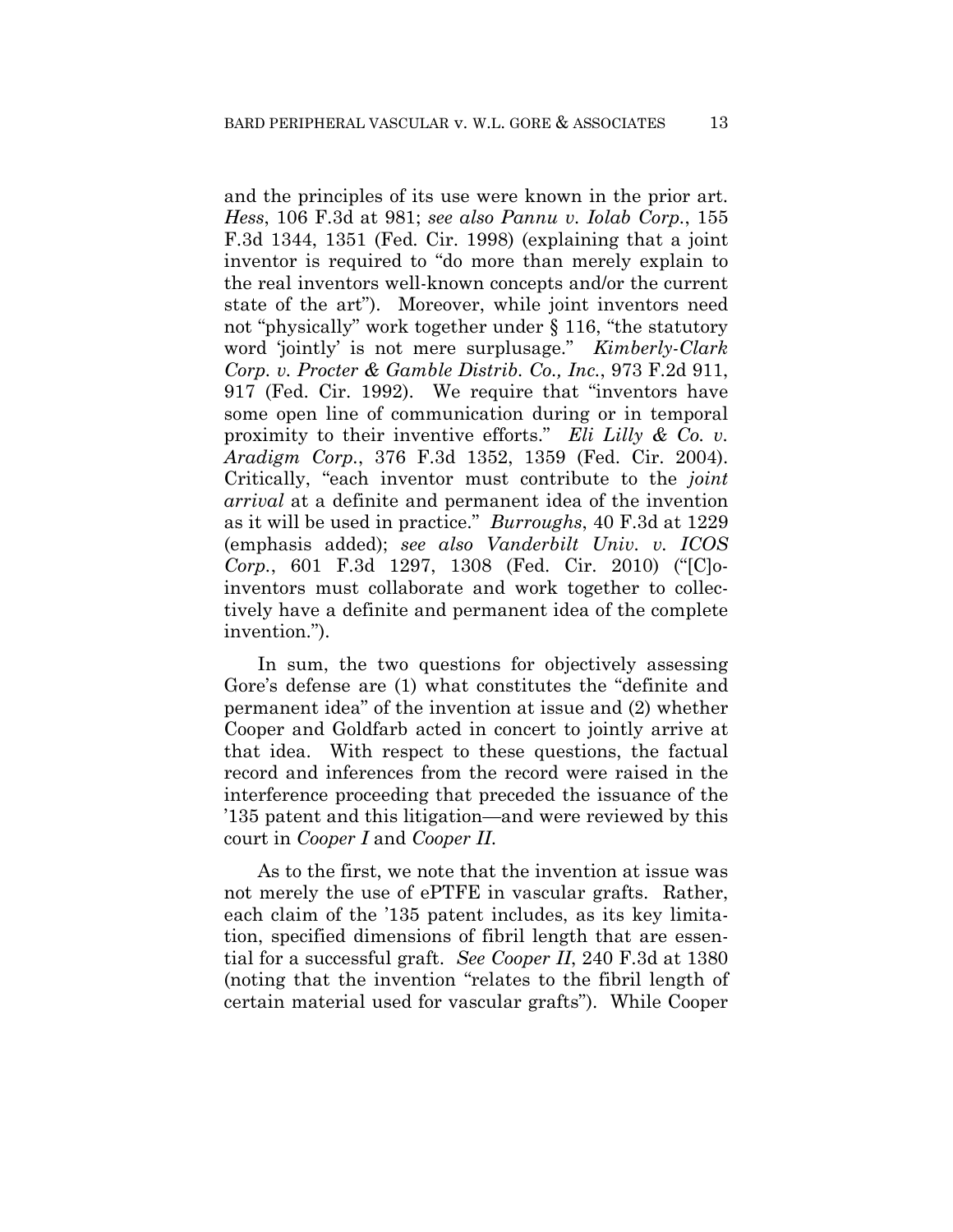and the principles of its use were known in the prior art. *Hess*, 106 F.3d at 981; *see also Pannu v. Iolab Corp.*, 155 F.3d 1344, 1351 (Fed. Cir. 1998) (explaining that a joint inventor is required to "do more than merely explain to the real inventors well-known concepts and/or the current state of the art"). Moreover, while joint inventors need not "physically" work together under § 116, "the statutory word 'jointly' is not mere surplusage." *Kimberly-Clark Corp. v. Procter & Gamble Distrib. Co., Inc.*, 973 F.2d 911, 917 (Fed. Cir. 1992). We require that "inventors have some open line of communication during or in temporal proximity to their inventive efforts." *Eli Lilly & Co. v. Aradigm Corp.*, 376 F.3d 1352, 1359 (Fed. Cir. 2004). Critically, "each inventor must contribute to the *joint arrival* at a definite and permanent idea of the invention as it will be used in practice." *Burroughs*, 40 F.3d at 1229 (emphasis added); *see also Vanderbilt Univ. v. ICOS Corp.*, 601 F.3d 1297, 1308 (Fed. Cir. 2010) ("[C]o-inventors must collaborate and work together to collectively have a definite and permanent idea of the complete invention.").

In sum, the two questions for objectively assessing Gore's defense are (1) what constitutes the "definite and permanent idea" of the invention at issue and (2) whether Cooper and Goldfarb acted in concert to jointly arrive at that idea. With respect to these questions, the factual record and inferences from the record were raised in the interference proceeding that preceded the issuance of the '135 patent and this litigation—and were reviewed by this court in *Cooper I* and *Cooper II*.

As to the first, we note that the invention at issue was not merely the use of ePTFE in vascular grafts. Rather, each claim of the '135 patent includes, as its key limitation, specified dimensions of fibril length that are essential for a successful graft. *See Cooper II*, 240 F.3d at 1380 (noting that the invention "relates to the fibril length of certain material used for vascular grafts"). While Cooper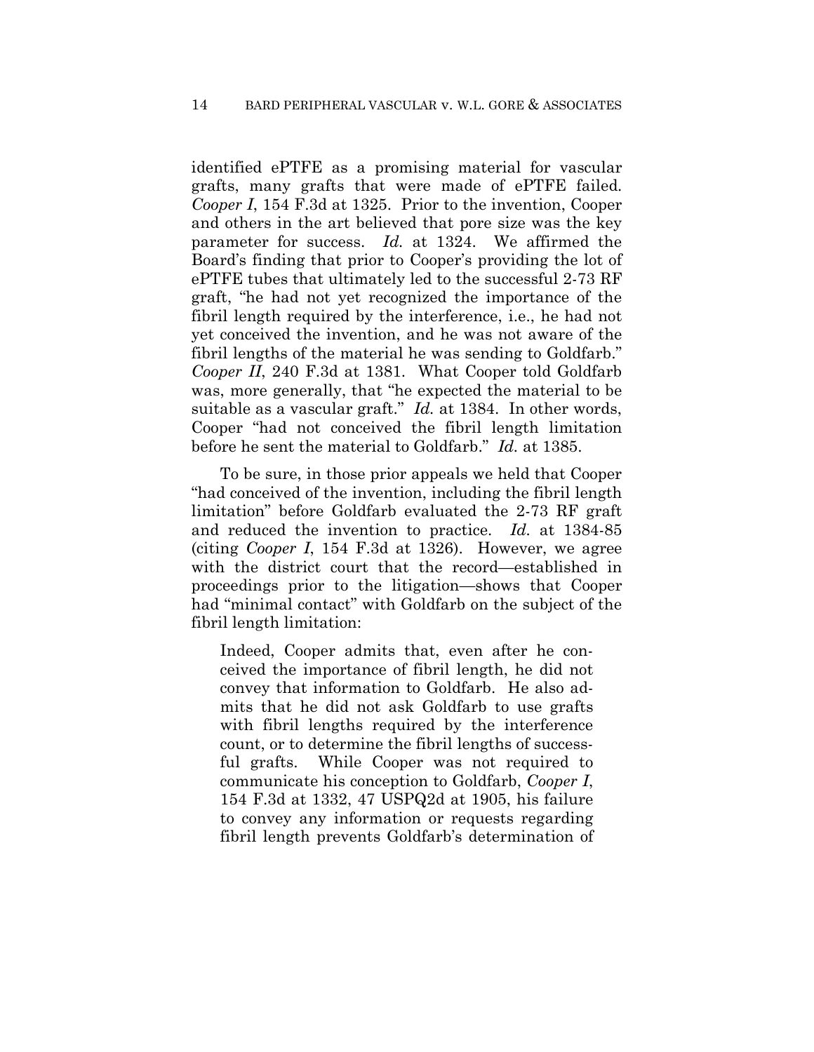identified ePTFE as a promising material for vascular grafts, many grafts that were made of ePTFE failed. *Cooper I*, 154 F.3d at 1325. Prior to the invention, Cooper and others in the art believed that pore size was the key parameter for success. *Id.* at 1324. We affirmed the Board's finding that prior to Cooper's providing the lot of ePTFE tubes that ultimately led to the successful 2-73 RF graft, "he had not yet recognized the importance of the fibril length required by the interference, i.e., he had not yet conceived the invention, and he was not aware of the fibril lengths of the material he was sending to Goldfarb." *Cooper II*, 240 F.3d at 1381. What Cooper told Goldfarb was, more generally, that "he expected the material to be suitable as a vascular graft." *Id.* at 1384. In other words, Cooper "had not conceived the fibril length limitation before he sent the material to Goldfarb." *Id.* at 1385.

To be sure, in those prior appeals we held that Cooper "had conceived of the invention, including the fibril length limitation" before Goldfarb evaluated the 2-73 RF graft and reduced the invention to practice. *Id.* at 1384-85 (citing *Cooper I*, 154 F.3d at 1326). However, we agree with the district court that the record—established in proceedings prior to the litigation—shows that Cooper had "minimal contact" with Goldfarb on the subject of the fibril length limitation:

> Indeed, Cooper admits that, even after he conceived the importance of fibril length, he did not convey that information to Goldfarb. He also admits that he did not ask Goldfarb to use grafts with fibril lengths required by the interference count, or to determine the fibril lengths of successful grafts. While Cooper was not required to communicate his conception to Goldfarb, *Cooper I*, 154 F.3d at 1332, 47 USPQ2d at 1905, his failure to convey any information or requests regarding fibril length prevents Goldfarb's determination of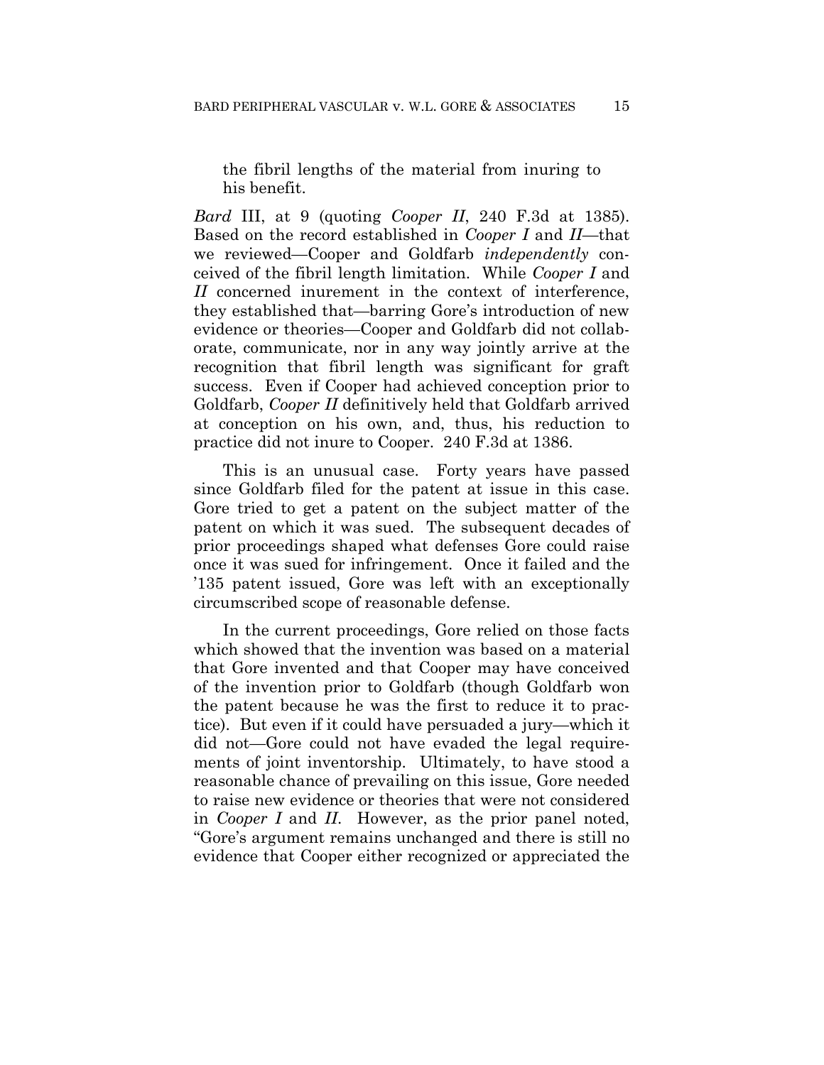the fibril lengths of the material from inuring to his benefit.

*Bard* III, at 9 (quoting *Cooper II*, 240 F.3d at 1385). Based on the record established in *Cooper I* and *II*—that we reviewed—Cooper and Goldfarb *independently* conceived of the fibril length limitation. While *Cooper I* and *II* concerned inurement in the context of interference, they established that—barring Gore's introduction of new evidence or theories—Cooper and Goldfarb did not collaborate, communicate, nor in any way jointly arrive at the recognition that fibril length was significant for graft success. Even if Cooper had achieved conception prior to Goldfarb, *Cooper II* definitively held that Goldfarb arrived at conception on his own, and, thus, his reduction to practice did not inure to Cooper. 240 F.3d at 1386.

This is an unusual case. Forty years have passed since Goldfarb filed for the patent at issue in this case. Gore tried to get a patent on the subject matter of the patent on which it was sued. The subsequent decades of prior proceedings shaped what defenses Gore could raise once it was sued for infringement. Once it failed and the '135 patent issued, Gore was left with an exceptionally circumscribed scope of reasonable defense.

In the current proceedings, Gore relied on those facts which showed that the invention was based on a material that Gore invented and that Cooper may have conceived of the invention prior to Goldfarb (though Goldfarb won the patent because he was the first to reduce it to practice). But even if it could have persuaded a jury—which it did not—Gore could not have evaded the legal requirements of joint inventorship. Ultimately, to have stood a reasonable chance of prevailing on this issue, Gore needed to raise new evidence or theories that were not considered in *Cooper I* and *II*. However, as the prior panel noted, "Gore's argument remains unchanged and there is still no evidence that Cooper either recognized or appreciated the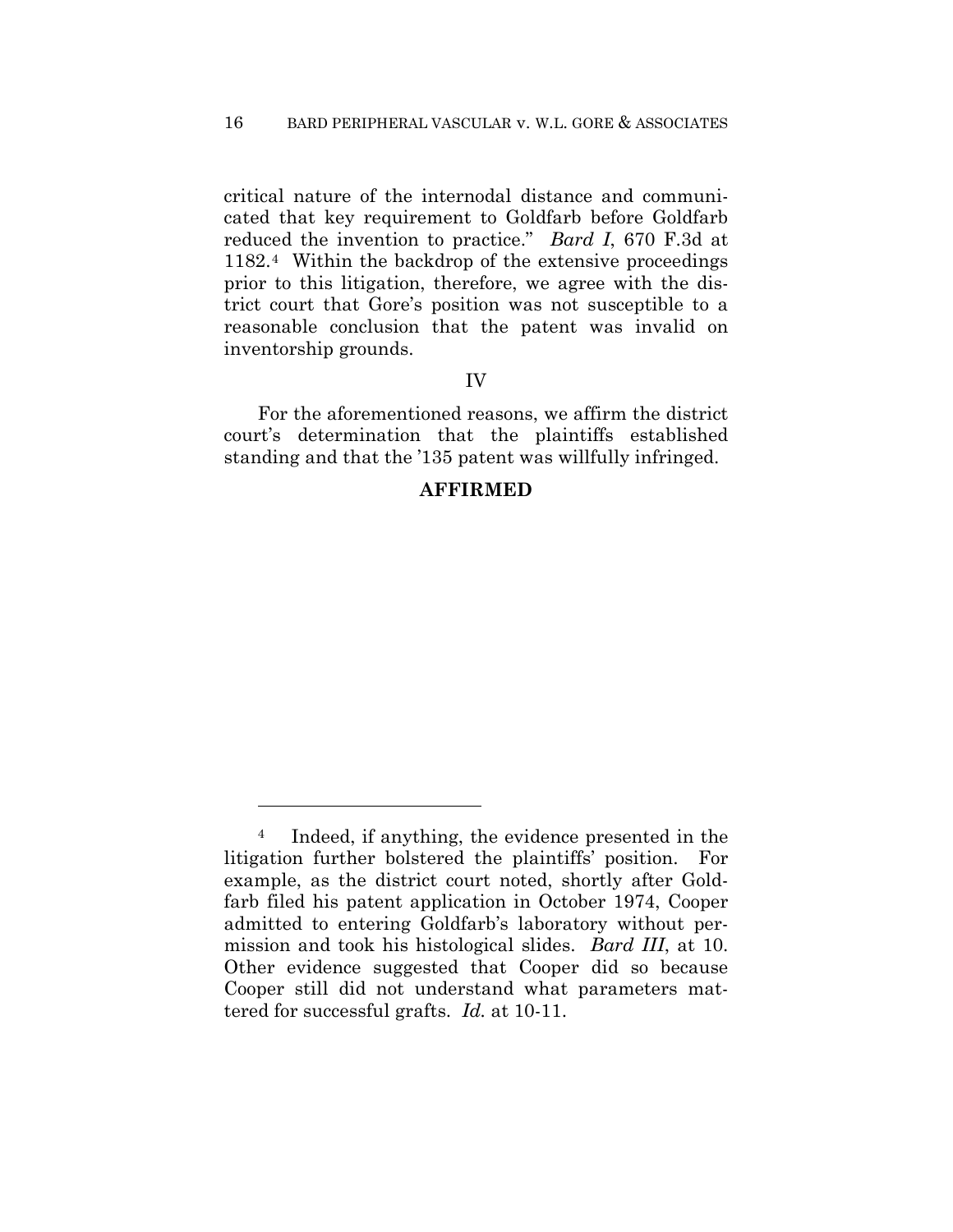critical nature of the internodal distance and communicated that key requirement to Goldfarb before Goldfarb reduced the invention to practice." *Bard I*, 670 F.3d at 1182.[4] Within the backdrop of the extensive proceedings prior to this litigation, therefore, we agree with the district court that Gore's position was not susceptible to a reasonable conclusion that the patent was invalid on inventorship grounds.

IV

For the aforementioned reasons, we affirm the district court's determination that the plaintiffs established standing and that the '135 patent was willfully infringed.

**AFFIRMED**

---

[4] Indeed, if anything, the evidence presented in the litigation further bolstered the plaintiffs' position. For example, as the district court noted, shortly after Goldfarb filed his patent application in October 1974, Cooper admitted to entering Goldfarb's laboratory without permission and took his histological slides. *Bard III*, at 10. Other evidence suggested that Cooper did so because Cooper still did not understand what parameters mattered for successful grafts. *Id.* at 10-11.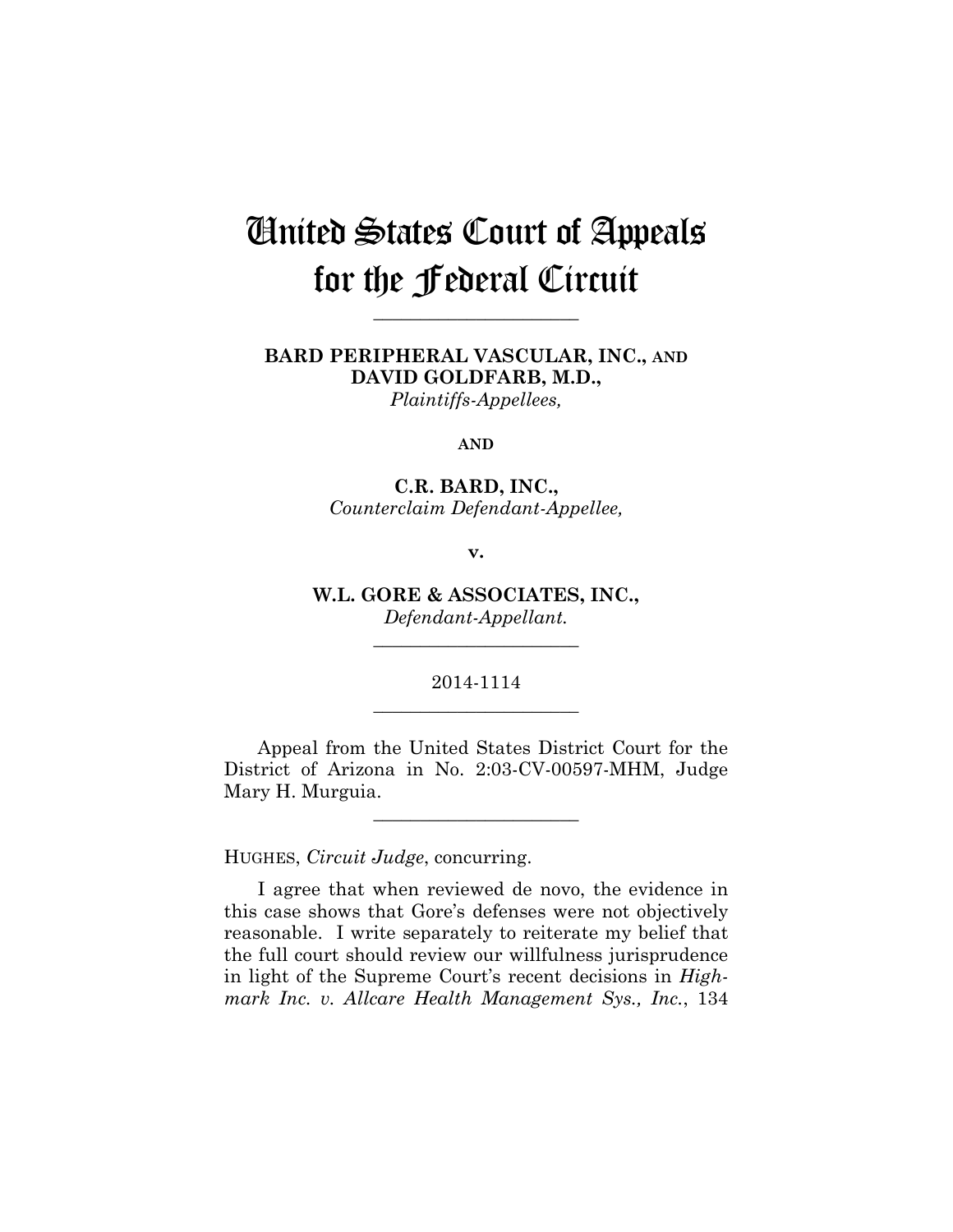# United States Court of Appeals for the Federal Circuit

---

**BARD PERIPHERAL VASCULAR, INC., AND DAVID GOLDFARB, M.D.,**
*Plaintiffs-Appellees,*

**AND**

**C.R. BARD, INC.,**
*Counterclaim Defendant-Appellee,*

**v.**

**W.L. GORE & ASSOCIATES, INC.,**
*Defendant-Appellant.*

---

2014-1114

---

Appeal from the United States District Court for the District of Arizona in No. 2:03-CV-00597-MHM, Judge Mary H. Murguia.

---

HUGHES, *Circuit Judge*, concurring.

I agree that when reviewed de novo, the evidence in this case shows that Gore's defenses were not objectively reasonable. I write separately to reiterate my belief that the full court should review our willfulness jurisprudence in light of the Supreme Court's recent decisions in *Highmark Inc. v. Allcare Health Management Sys., Inc.*, 134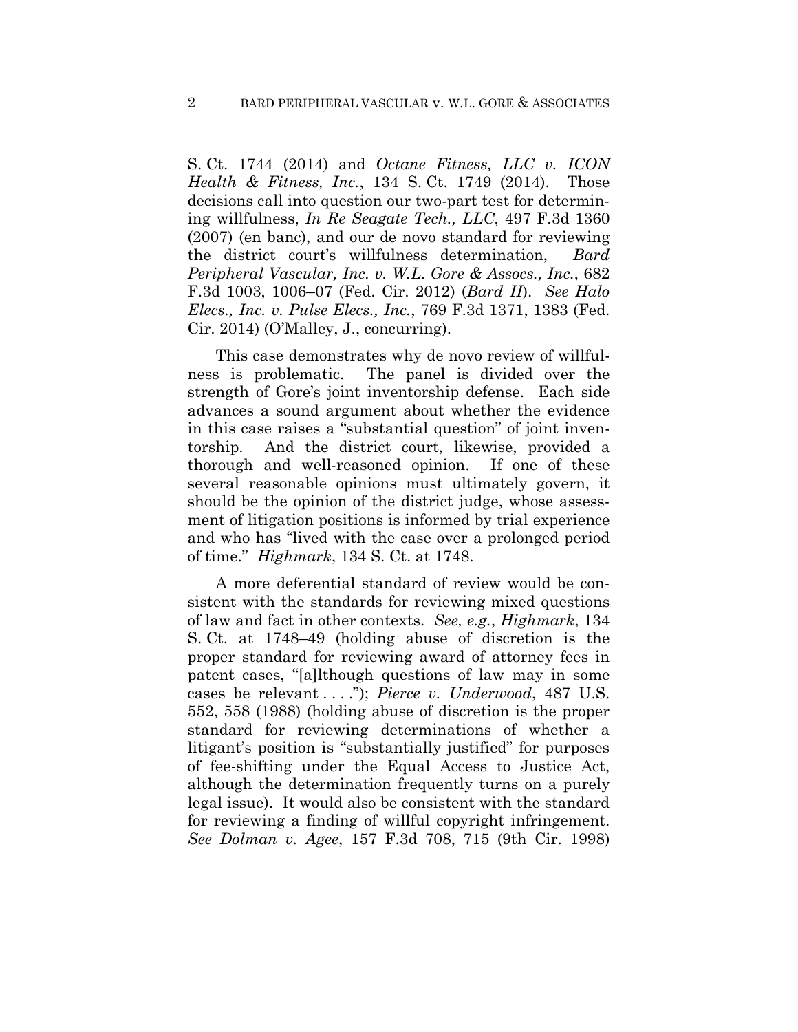S. Ct. 1744 (2014) and *Octane Fitness, LLC v. ICON Health & Fitness, Inc.*, 134 S. Ct. 1749 (2014). Those decisions call into question our two-part test for determining willfulness, *In Re Seagate Tech., LLC*, 497 F.3d 1360 (2007) (en banc), and our de novo standard for reviewing the district court's willfulness determination, *Bard Peripheral Vascular, Inc. v. W.L. Gore & Assocs., Inc.*, 682 F.3d 1003, 1006–07 (Fed. Cir. 2012) (*Bard II*). *See Halo Elecs., Inc. v. Pulse Elecs., Inc.*, 769 F.3d 1371, 1383 (Fed. Cir. 2014) (O'Malley, J., concurring).

This case demonstrates why de novo review of willfulness is problematic. The panel is divided over the strength of Gore's joint inventorship defense. Each side advances a sound argument about whether the evidence in this case raises a "substantial question" of joint inventorship. And the district court, likewise, provided a thorough and well-reasoned opinion. If one of these several reasonable opinions must ultimately govern, it should be the opinion of the district judge, whose assessment of litigation positions is informed by trial experience and who has "lived with the case over a prolonged period of time." *Highmark*, 134 S. Ct. at 1748.

A more deferential standard of review would be consistent with the standards for reviewing mixed questions of law and fact in other contexts. *See, e.g.*, *Highmark*, 134 S. Ct. at 1748–49 (holding abuse of discretion is the proper standard for reviewing award of attorney fees in patent cases, "[a]lthough questions of law may in some cases be relevant . . . ."); *Pierce v. Underwood*, 487 U.S. 552, 558 (1988) (holding abuse of discretion is the proper standard for reviewing determinations of whether a litigant's position is "substantially justified" for purposes of fee-shifting under the Equal Access to Justice Act, although the determination frequently turns on a purely legal issue). It would also be consistent with the standard for reviewing a finding of willful copyright infringement. *See Dolman v. Agee*, 157 F.3d 708, 715 (9th Cir. 1998)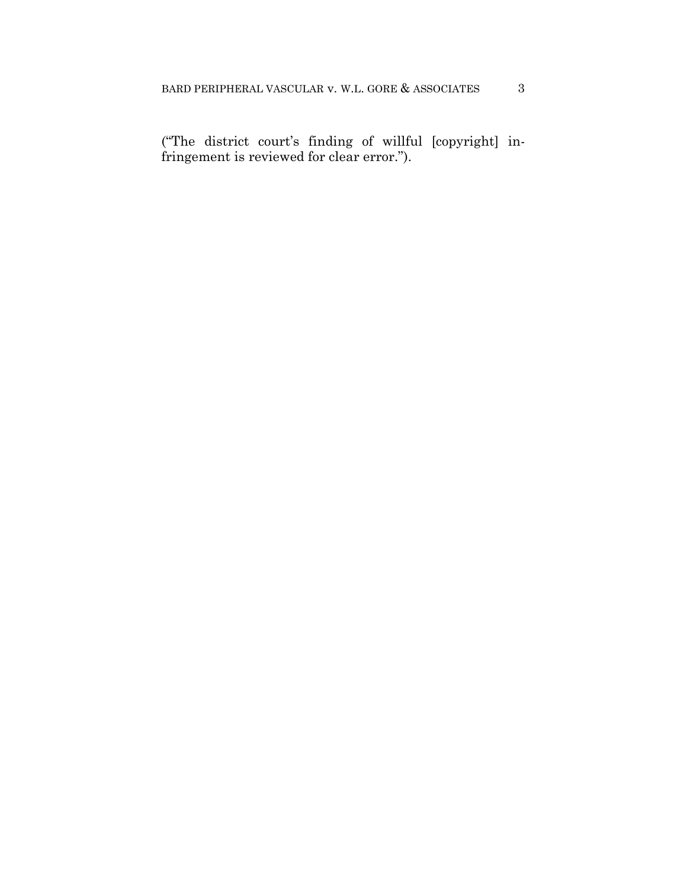("The district court's finding of willful [copyright] infringement is reviewed for clear error.").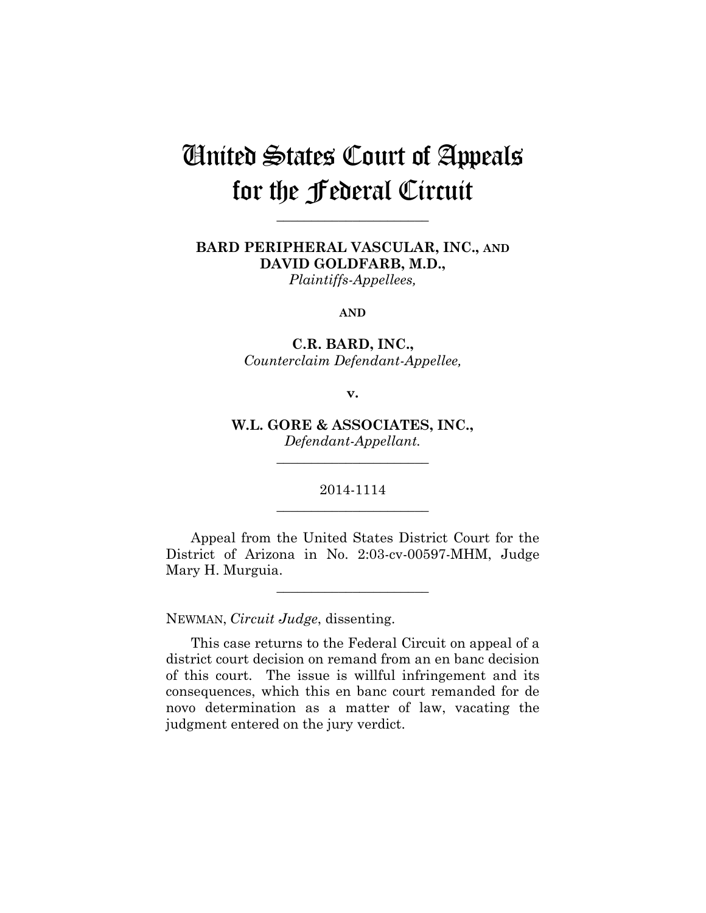# United States Court of Appeals for the Federal Circuit

---

**BARD PERIPHERAL VASCULAR, INC., AND DAVID GOLDFARB, M.D.,**
*Plaintiffs-Appellees,*

**AND**

**C.R. BARD, INC.,**
*Counterclaim Defendant-Appellee,*

**v.**

**W.L. GORE & ASSOCIATES, INC.,**
*Defendant-Appellant.*

---

2014-1114

---

Appeal from the United States District Court for the District of Arizona in No. 2:03-cv-00597-MHM, Judge Mary H. Murguia.

---

NEWMAN, *Circuit Judge*, dissenting.

This case returns to the Federal Circuit on appeal of a district court decision on remand from an en banc decision of this court. The issue is willful infringement and its consequences, which this en banc court remanded for de novo determination as a matter of law, vacating the judgment entered on the jury verdict.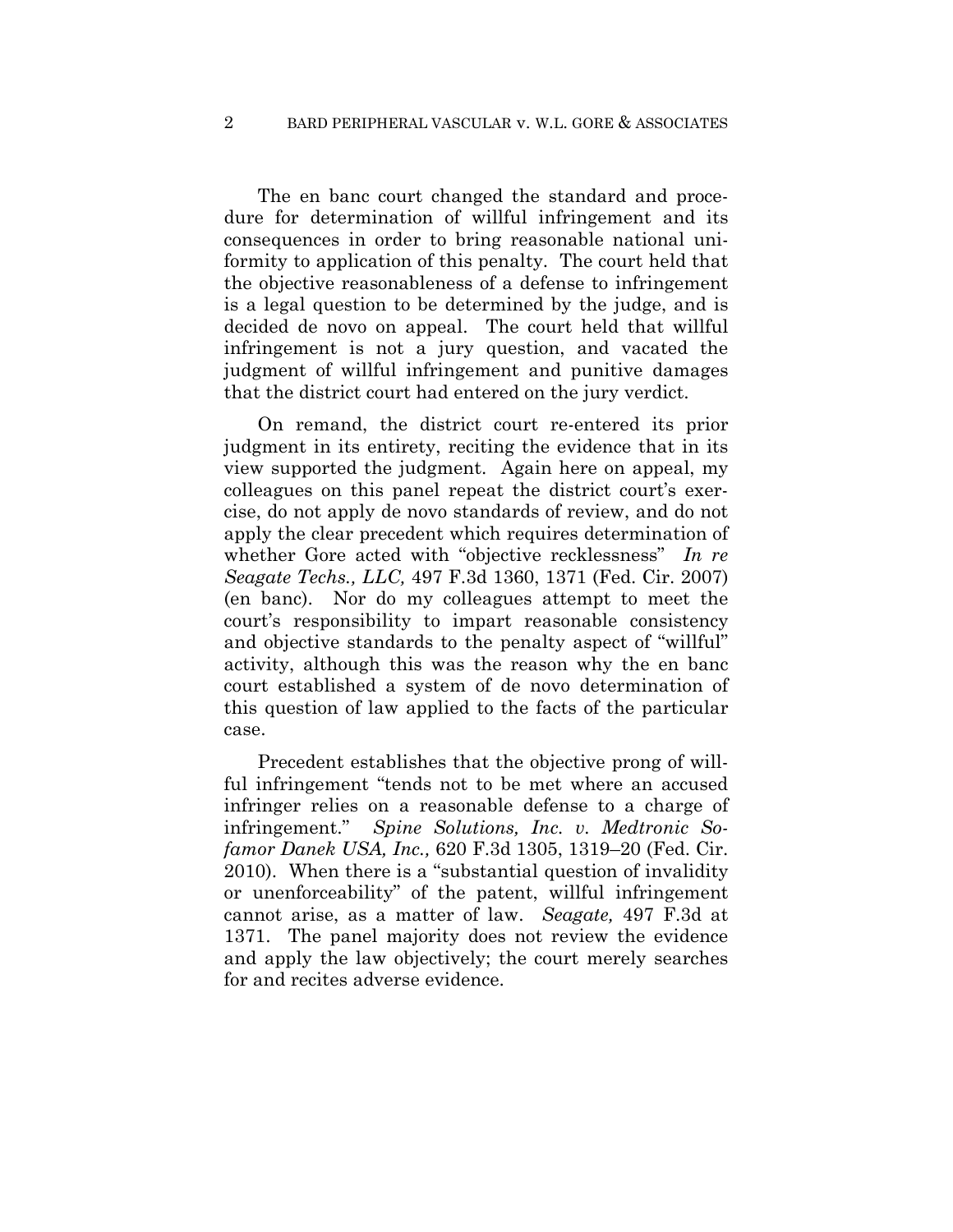The en banc court changed the standard and procedure for determination of willful infringement and its consequences in order to bring reasonable national uniformity to application of this penalty. The court held that the objective reasonableness of a defense to infringement is a legal question to be determined by the judge, and is decided de novo on appeal. The court held that willful infringement is not a jury question, and vacated the judgment of willful infringement and punitive damages that the district court had entered on the jury verdict.

On remand, the district court re-entered its prior judgment in its entirety, reciting the evidence that in its view supported the judgment. Again here on appeal, my colleagues on this panel repeat the district court's exercise, do not apply de novo standards of review, and do not apply the clear precedent which requires determination of whether Gore acted with "objective recklessness" *In re Seagate Techs., LLC,* 497 F.3d 1360, 1371 (Fed. Cir. 2007) (en banc). Nor do my colleagues attempt to meet the court's responsibility to impart reasonable consistency and objective standards to the penalty aspect of "willful" activity, although this was the reason why the en banc court established a system of de novo determination of this question of law applied to the facts of the particular case.

Precedent establishes that the objective prong of willful infringement "tends not to be met where an accused infringer relies on a reasonable defense to a charge of infringement." *Spine Solutions, Inc. v. Medtronic Sofamor Danek USA, Inc.,* 620 F.3d 1305, 1319–20 (Fed. Cir. 2010). When there is a "substantial question of invalidity or unenforceability" of the patent, willful infringement cannot arise, as a matter of law. *Seagate,* 497 F.3d at 1371. The panel majority does not review the evidence and apply the law objectively; the court merely searches for and recites adverse evidence.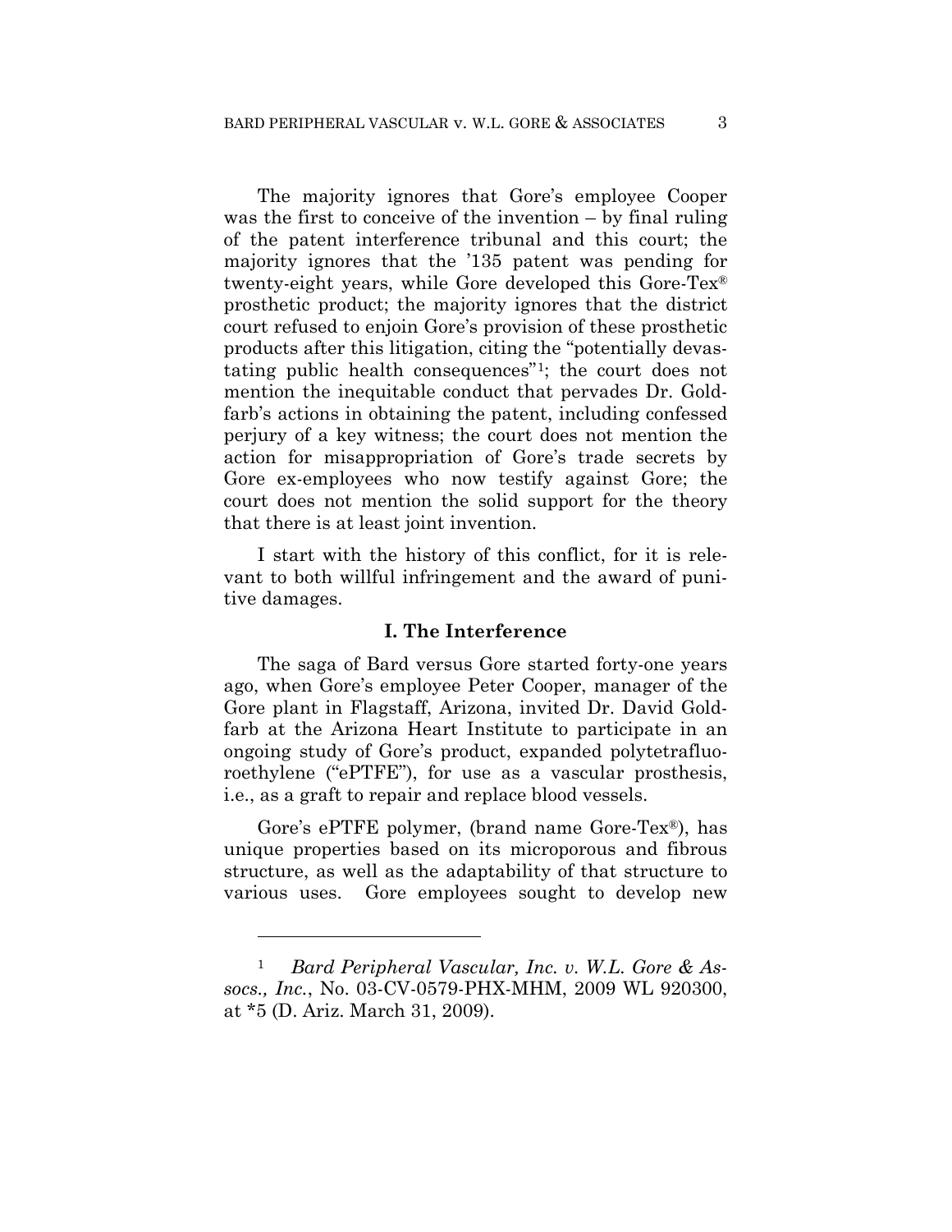The majority ignores that Gore's employee Cooper was the first to conceive of the invention – by final ruling of the patent interference tribunal and this court; the majority ignores that the '135 patent was pending for twenty-eight years, while Gore developed this Gore-Tex® prosthetic product; the majority ignores that the district court refused to enjoin Gore's provision of these prosthetic products after this litigation, citing the "potentially devastating public health consequences"[1]; the court does not mention the inequitable conduct that pervades Dr. Goldfarb's actions in obtaining the patent, including confessed perjury of a key witness; the court does not mention the action for misappropriation of Gore's trade secrets by Gore ex-employees who now testify against Gore; the court does not mention the solid support for the theory that there is at least joint invention.

I start with the history of this conflict, for it is relevant to both willful infringement and the award of punitive damages.

## I. The Interference

The saga of Bard versus Gore started forty-one years ago, when Gore's employee Peter Cooper, manager of the Gore plant in Flagstaff, Arizona, invited Dr. David Goldfarb at the Arizona Heart Institute to participate in an ongoing study of Gore's product, expanded polytetrafluoroethylene ("ePTFE"), for use as a vascular prosthesis, i.e., as a graft to repair and replace blood vessels.

Gore's ePTFE polymer, (brand name Gore-Tex®), has unique properties based on its microporous and fibrous structure, as well as the adaptability of that structure to various uses. Gore employees sought to develop new

---

[1] *Bard Peripheral Vascular, Inc. v. W.L. Gore & Assocs., Inc.*, No. 03-CV-0579-PHX-MHM, 2009 WL 920300, at *5 (D. Ariz. March 31, 2009).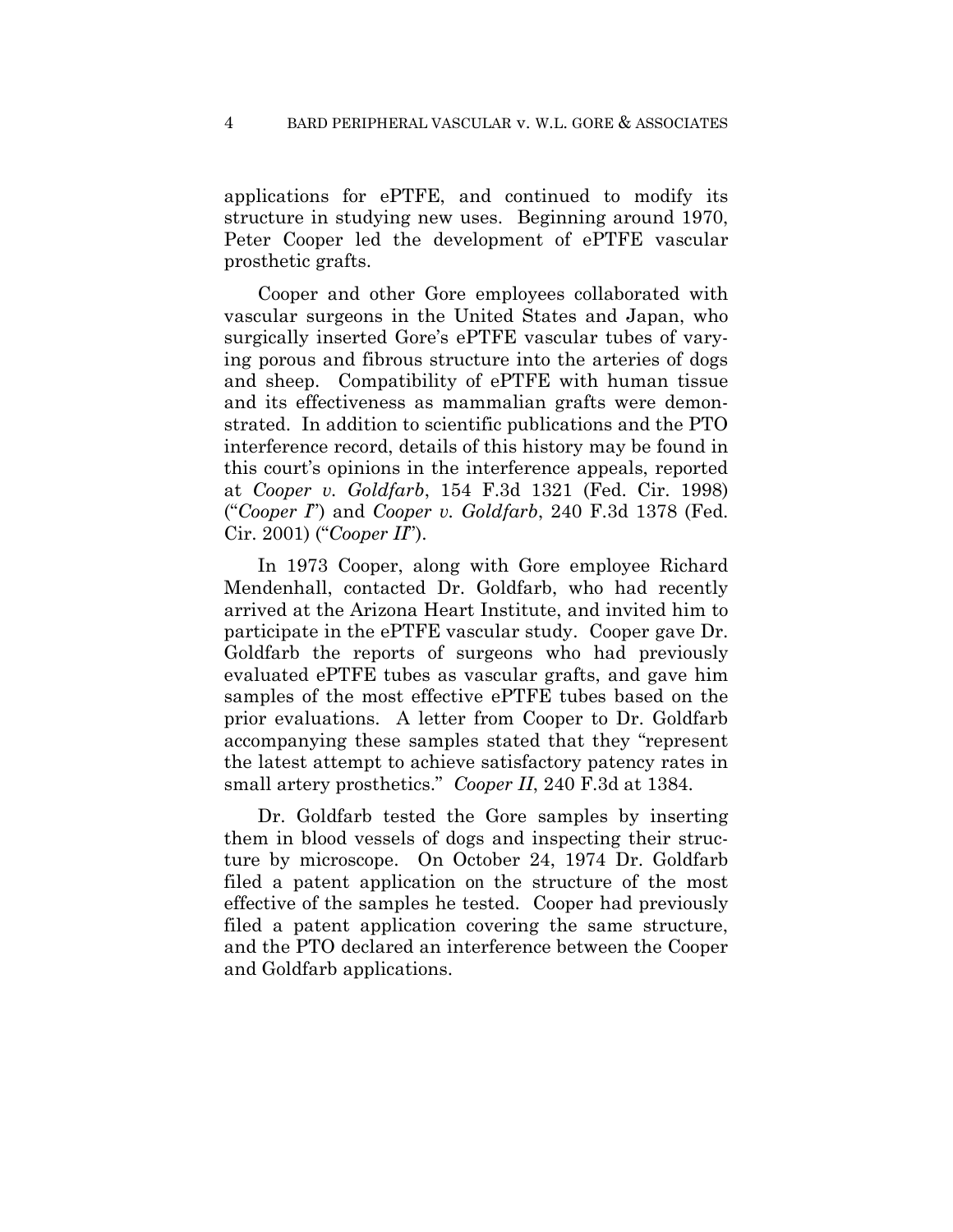applications for ePTFE, and continued to modify its structure in studying new uses. Beginning around 1970, Peter Cooper led the development of ePTFE vascular prosthetic grafts.

Cooper and other Gore employees collaborated with vascular surgeons in the United States and Japan, who surgically inserted Gore's ePTFE vascular tubes of varying porous and fibrous structure into the arteries of dogs and sheep. Compatibility of ePTFE with human tissue and its effectiveness as mammalian grafts were demonstrated. In addition to scientific publications and the PTO interference record, details of this history may be found in this court's opinions in the interference appeals, reported at *Cooper v. Goldfarb*, 154 F.3d 1321 (Fed. Cir. 1998) ("*Cooper I*") and *Cooper v. Goldfarb*, 240 F.3d 1378 (Fed. Cir. 2001) ("*Cooper II*").

In 1973 Cooper, along with Gore employee Richard Mendenhall, contacted Dr. Goldfarb, who had recently arrived at the Arizona Heart Institute, and invited him to participate in the ePTFE vascular study. Cooper gave Dr. Goldfarb the reports of surgeons who had previously evaluated ePTFE tubes as vascular grafts, and gave him samples of the most effective ePTFE tubes based on the prior evaluations. A letter from Cooper to Dr. Goldfarb accompanying these samples stated that they "represent the latest attempt to achieve satisfactory patency rates in small artery prosthetics." *Cooper II*, 240 F.3d at 1384.

Dr. Goldfarb tested the Gore samples by inserting them in blood vessels of dogs and inspecting their structure by microscope. On October 24, 1974 Dr. Goldfarb filed a patent application on the structure of the most effective of the samples he tested. Cooper had previously filed a patent application covering the same structure, and the PTO declared an interference between the Cooper and Goldfarb applications.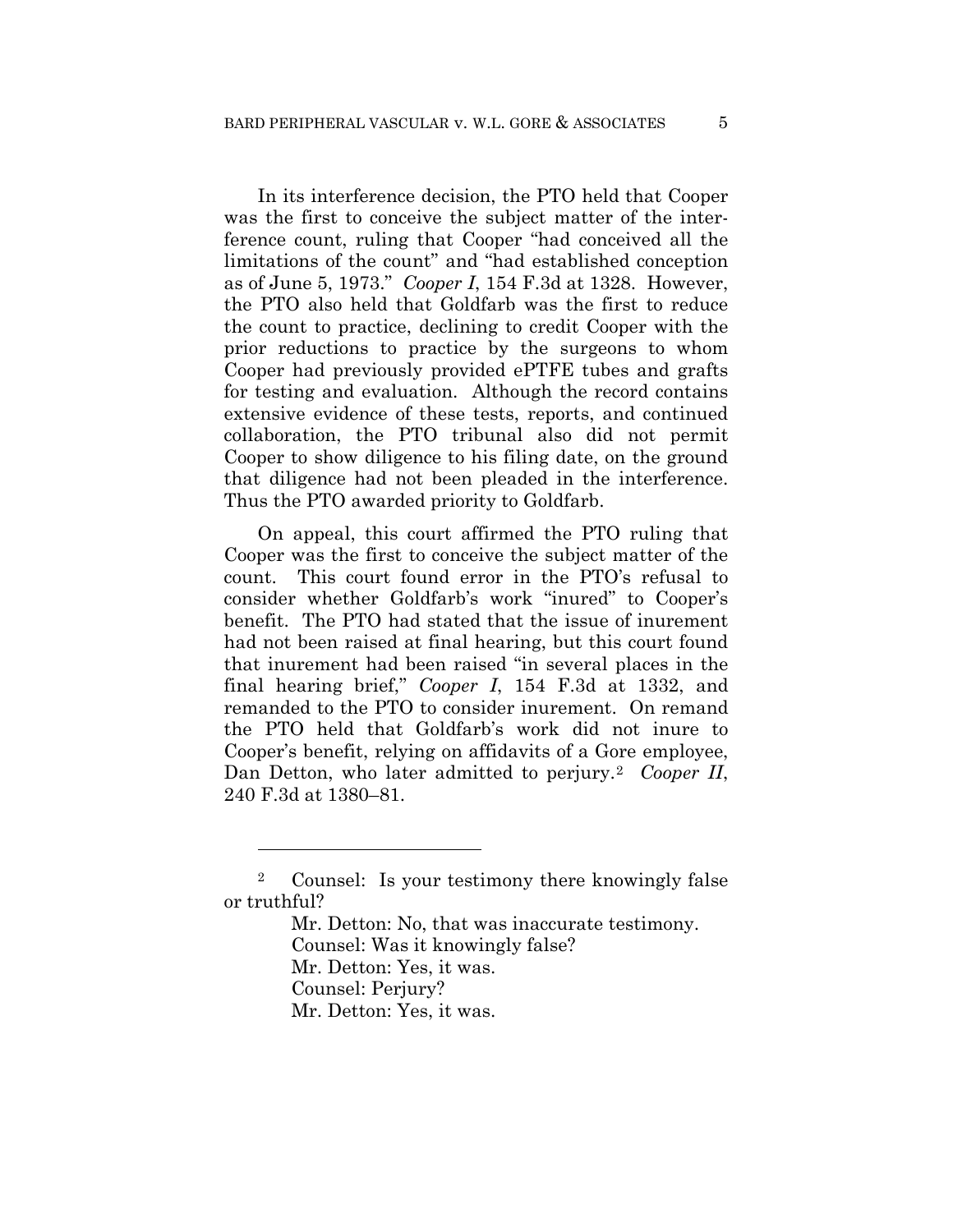In its interference decision, the PTO held that Cooper was the first to conceive the subject matter of the interference count, ruling that Cooper "had conceived all the limitations of the count" and "had established conception as of June 5, 1973." *Cooper I*, 154 F.3d at 1328. However, the PTO also held that Goldfarb was the first to reduce the count to practice, declining to credit Cooper with the prior reductions to practice by the surgeons to whom Cooper had previously provided ePTFE tubes and grafts for testing and evaluation. Although the record contains extensive evidence of these tests, reports, and continued collaboration, the PTO tribunal also did not permit Cooper to show diligence to his filing date, on the ground that diligence had not been pleaded in the interference. Thus the PTO awarded priority to Goldfarb.

On appeal, this court affirmed the PTO ruling that Cooper was the first to conceive the subject matter of the count. This court found error in the PTO's refusal to consider whether Goldfarb's work "inured" to Cooper's benefit. The PTO had stated that the issue of inurement had not been raised at final hearing, but this court found that inurement had been raised "in several places in the final hearing brief," *Cooper I*, 154 F.3d at 1332, and remanded to the PTO to consider inurement. On remand the PTO held that Goldfarb's work did not inure to Cooper's benefit, relying on affidavits of a Gore employee, Dan Detton, who later admitted to perjury.[2] *Cooper II*, 240 F.3d at 1380–81.

---

[2] Counsel: Is your testimony there knowingly false or truthful?

Mr. Detton: No, that was inaccurate testimony.
Counsel: Was it knowingly false?
Mr. Detton: Yes, it was.
Counsel: Perjury?
Mr. Detton: Yes, it was.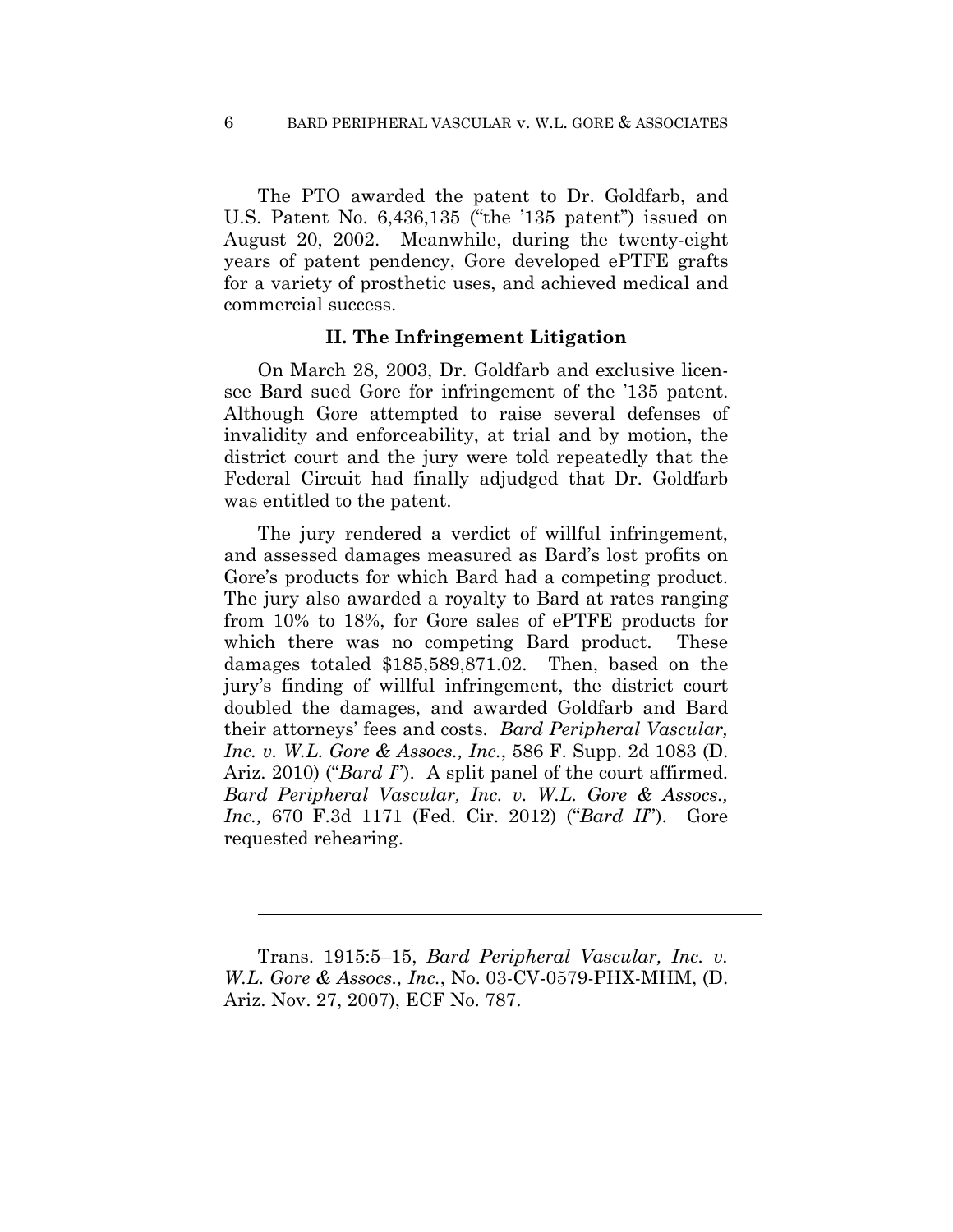The PTO awarded the patent to Dr. Goldfarb, and U.S. Patent No. 6,436,135 ("the '135 patent") issued on August 20, 2002. Meanwhile, during the twenty-eight years of patent pendency, Gore developed ePTFE grafts for a variety of prosthetic uses, and achieved medical and commercial success.

### II. The Infringement Litigation

On March 28, 2003, Dr. Goldfarb and exclusive licensee Bard sued Gore for infringement of the '135 patent. Although Gore attempted to raise several defenses of invalidity and enforceability, at trial and by motion, the district court and the jury were told repeatedly that the Federal Circuit had finally adjudged that Dr. Goldfarb was entitled to the patent.

The jury rendered a verdict of willful infringement, and assessed damages measured as Bard's lost profits on Gore's products for which Bard had a competing product. The jury also awarded a royalty to Bard at rates ranging from 10% to 18%, for Gore sales of ePTFE products for which there was no competing Bard product. These damages totaled $185,589,871.02. Then, based on the jury's finding of willful infringement, the district court doubled the damages, and awarded Goldfarb and Bard their attorneys' fees and costs. *Bard Peripheral Vascular, Inc. v. W.L. Gore & Assocs., Inc.*, 586 F. Supp. 2d 1083 (D. Ariz. 2010) ("*Bard I*"). A split panel of the court affirmed. *Bard Peripheral Vascular, Inc. v. W.L. Gore & Assocs., Inc.,* 670 F.3d 1171 (Fed. Cir. 2012) ("*Bard II*"). Gore requested rehearing.

---

Trans. 1915:5–15, *Bard Peripheral Vascular, Inc. v. W.L. Gore & Assocs., Inc.*, No. 03-CV-0579-PHX-MHM, (D. Ariz. Nov. 27, 2007), ECF No. 787.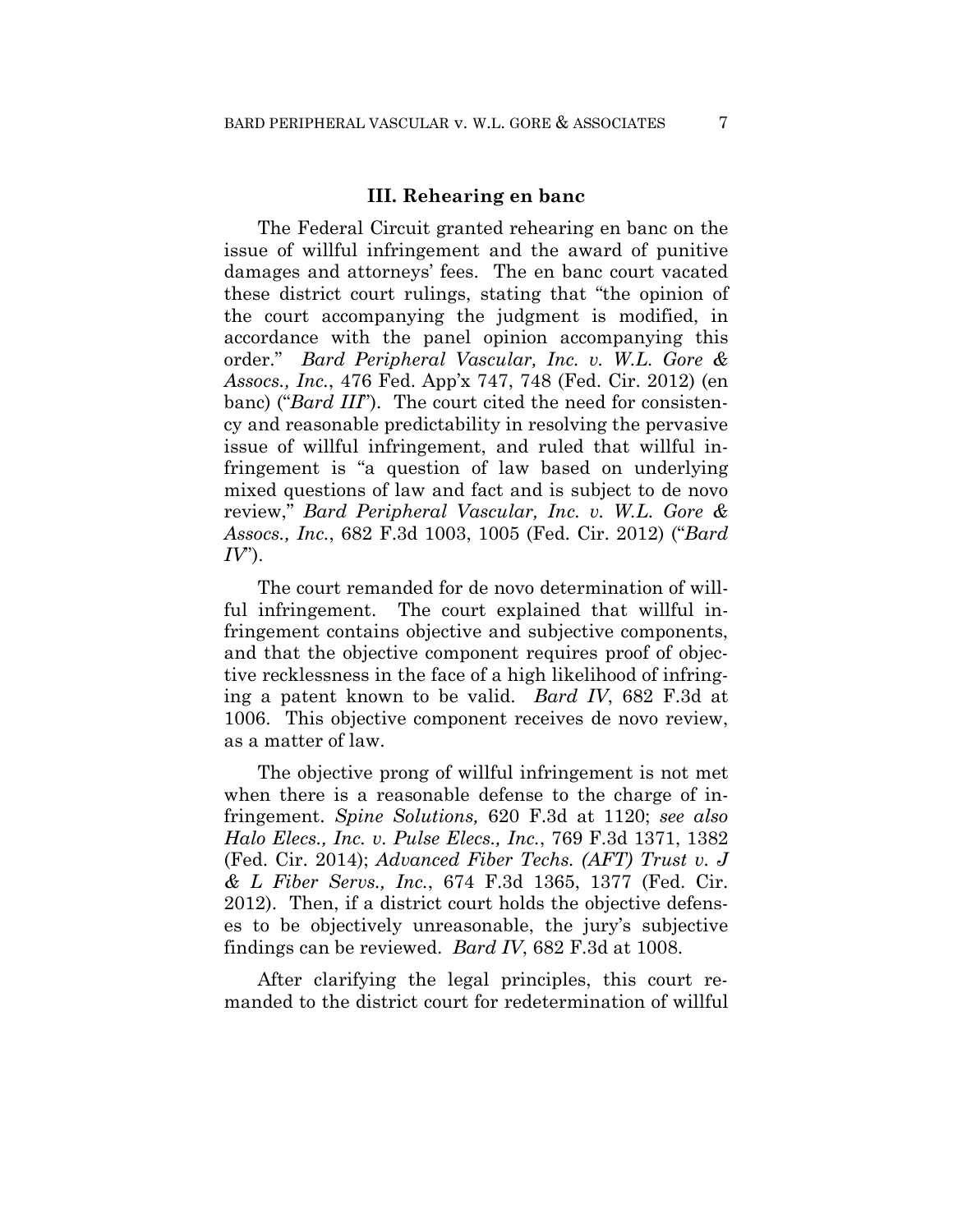### III. Rehearing en banc

The Federal Circuit granted rehearing en banc on the issue of willful infringement and the award of punitive damages and attorneys' fees. The en banc court vacated these district court rulings, stating that "the opinion of the court accompanying the judgment is modified, in accordance with the panel opinion accompanying this order." *Bard Peripheral Vascular, Inc. v. W.L. Gore & Assocs., Inc.*, 476 Fed. App'x 747, 748 (Fed. Cir. 2012) (en banc) ("*Bard III*"). The court cited the need for consistency and reasonable predictability in resolving the pervasive issue of willful infringement, and ruled that willful infringement is "a question of law based on underlying mixed questions of law and fact and is subject to de novo review," *Bard Peripheral Vascular, Inc. v. W.L. Gore & Assocs., Inc.*, 682 F.3d 1003, 1005 (Fed. Cir. 2012) ("*Bard IV*").

The court remanded for de novo determination of willful infringement. The court explained that willful infringement contains objective and subjective components, and that the objective component requires proof of objective recklessness in the face of a high likelihood of infringing a patent known to be valid. *Bard IV*, 682 F.3d at 1006. This objective component receives de novo review, as a matter of law.

The objective prong of willful infringement is not met when there is a reasonable defense to the charge of infringement. *Spine Solutions,* 620 F.3d at 1120; *see also Halo Elecs., Inc. v. Pulse Elecs., Inc.*, 769 F.3d 1371, 1382 (Fed. Cir. 2014); *Advanced Fiber Techs. (AFT) Trust v. J & L Fiber Servs., Inc.*, 674 F.3d 1365, 1377 (Fed. Cir. 2012). Then, if a district court holds the objective defenses to be objectively unreasonable, the jury's subjective findings can be reviewed. *Bard IV*, 682 F.3d at 1008.

After clarifying the legal principles, this court remanded to the district court for redetermination of willful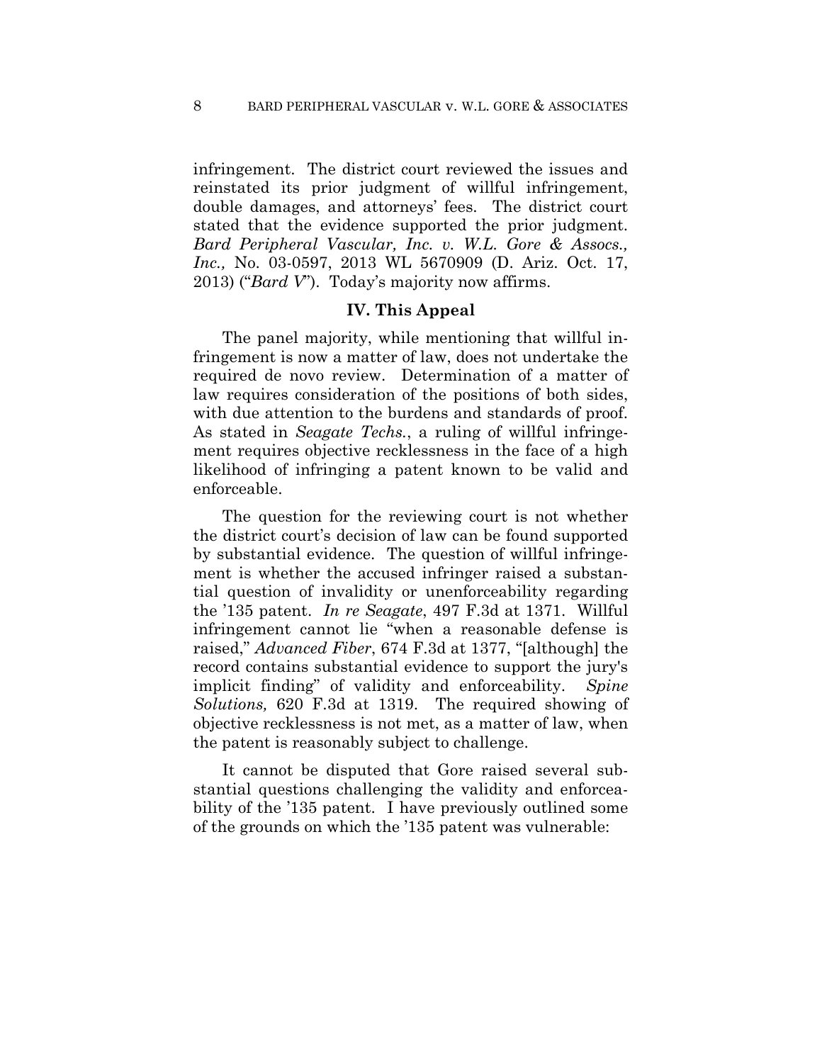infringement. The district court reviewed the issues and reinstated its prior judgment of willful infringement, double damages, and attorneys' fees. The district court stated that the evidence supported the prior judgment. *Bard Peripheral Vascular, Inc. v. W.L. Gore & Assocs., Inc.,* No. 03-0597, 2013 WL 5670909 (D. Ariz. Oct. 17, 2013) ("*Bard V*"). Today's majority now affirms.

### IV. This Appeal

The panel majority, while mentioning that willful infringement is now a matter of law, does not undertake the required de novo review. Determination of a matter of law requires consideration of the positions of both sides, with due attention to the burdens and standards of proof. As stated in *Seagate Techs.*, a ruling of willful infringement requires objective recklessness in the face of a high likelihood of infringing a patent known to be valid and enforceable.

The question for the reviewing court is not whether the district court's decision of law can be found supported by substantial evidence. The question of willful infringement is whether the accused infringer raised a substantial question of invalidity or unenforceability regarding the '135 patent. *In re Seagate*, 497 F.3d at 1371. Willful infringement cannot lie "when a reasonable defense is raised," *Advanced Fiber*, 674 F.3d at 1377, "[although] the record contains substantial evidence to support the jury's implicit finding" of validity and enforceability. *Spine Solutions,* 620 F.3d at 1319. The required showing of objective recklessness is not met, as a matter of law, when the patent is reasonably subject to challenge.

It cannot be disputed that Gore raised several substantial questions challenging the validity and enforceability of the '135 patent. I have previously outlined some of the grounds on which the '135 patent was vulnerable: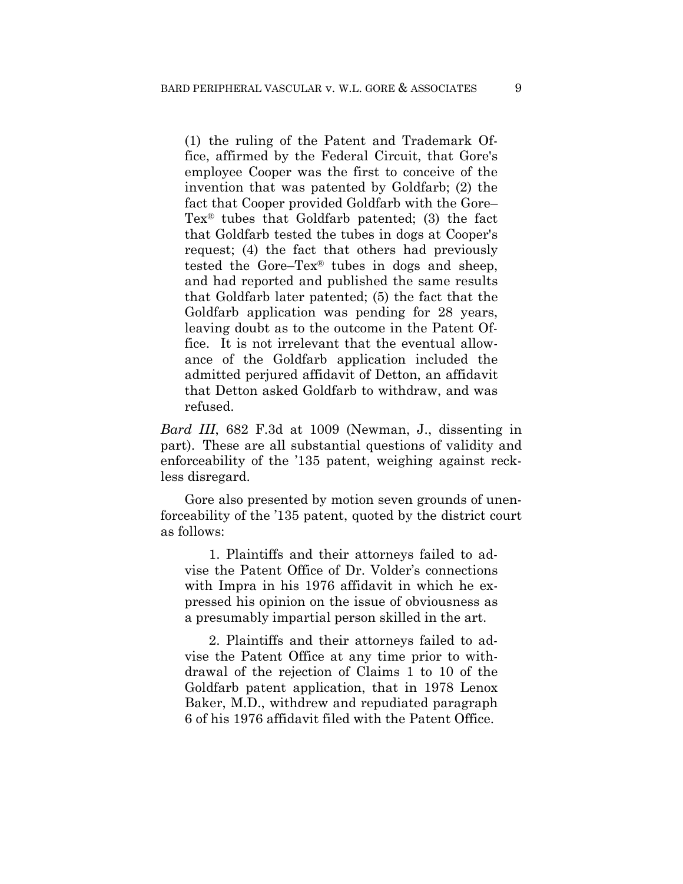> (1) the ruling of the Patent and Trademark Office, affirmed by the Federal Circuit, that Gore's employee Cooper was the first to conceive of the invention that was patented by Goldfarb; (2) the fact that Cooper provided Goldfarb with the Gore–Tex® tubes that Goldfarb patented; (3) the fact that Goldfarb tested the tubes in dogs at Cooper's request; (4) the fact that others had previously tested the Gore–Tex® tubes in dogs and sheep, and had reported and published the same results that Goldfarb later patented; (5) the fact that the Goldfarb application was pending for 28 years, leaving doubt as to the outcome in the Patent Office. It is not irrelevant that the eventual allowance of the Goldfarb application included the admitted perjured affidavit of Detton, an affidavit that Detton asked Goldfarb to withdraw, and was refused.

*Bard III*, 682 F.3d at 1009 (Newman, J., dissenting in part). These are all substantial questions of validity and enforceability of the '135 patent, weighing against reckless disregard.

Gore also presented by motion seven grounds of unenforceability of the '135 patent, quoted by the district court as follows:

> 1. Plaintiffs and their attorneys failed to advise the Patent Office of Dr. Volder's connections with Impra in his 1976 affidavit in which he expressed his opinion on the issue of obviousness as a presumably impartial person skilled in the art.
>
> 2. Plaintiffs and their attorneys failed to advise the Patent Office at any time prior to withdrawal of the rejection of Claims 1 to 10 of the Goldfarb patent application, that in 1978 Lenox Baker, M.D., withdrew and repudiated paragraph 6 of his 1976 affidavit filed with the Patent Office.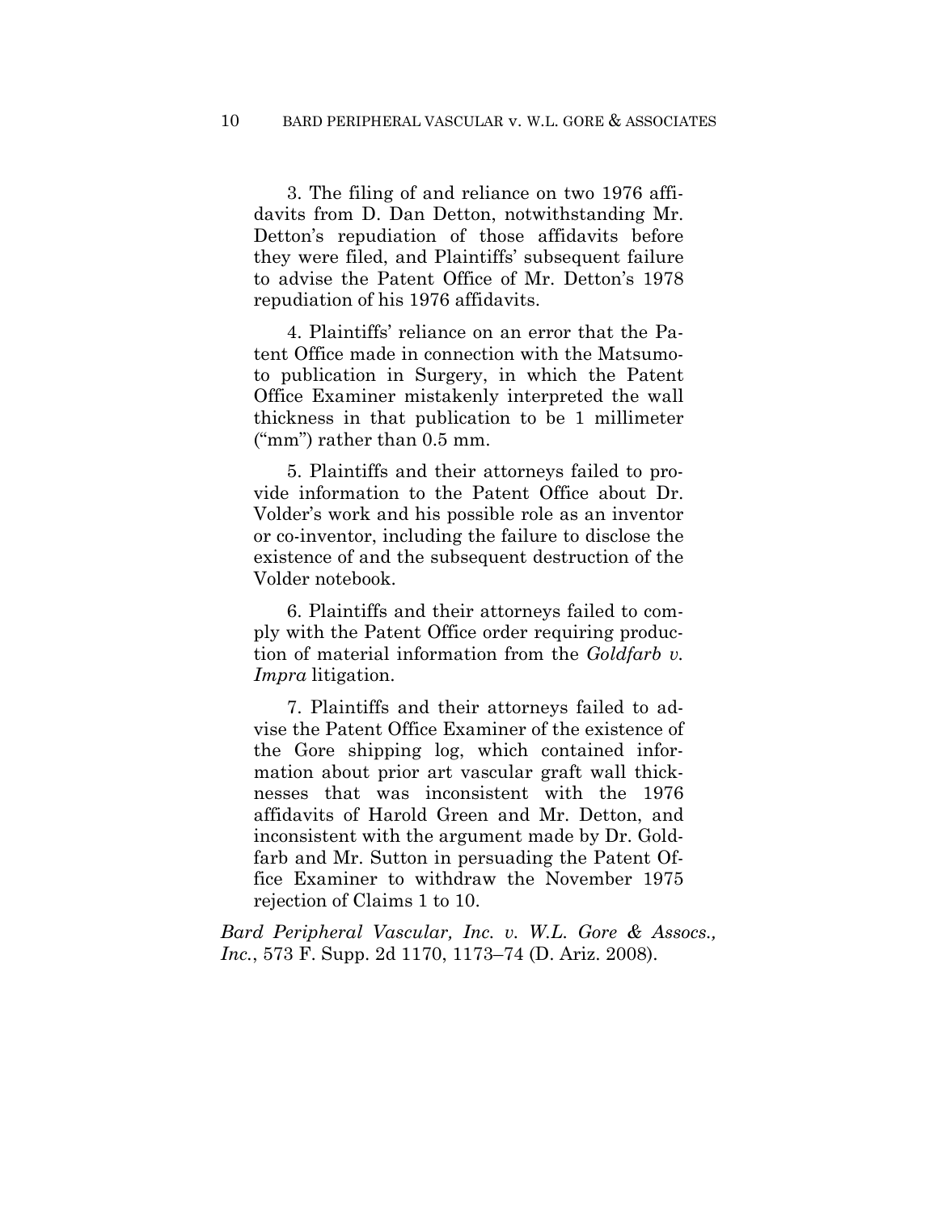3. The filing of and reliance on two 1976 affidavits from D. Dan Detton, notwithstanding Mr. Detton's repudiation of those affidavits before they were filed, and Plaintiffs' subsequent failure to advise the Patent Office of Mr. Detton's 1978 repudiation of his 1976 affidavits.

4. Plaintiffs' reliance on an error that the Patent Office made in connection with the Matsumoto publication in Surgery, in which the Patent Office Examiner mistakenly interpreted the wall thickness in that publication to be 1 millimeter ("mm") rather than 0.5 mm.

5. Plaintiffs and their attorneys failed to provide information to the Patent Office about Dr. Volder's work and his possible role as an inventor or co-inventor, including the failure to disclose the existence of and the subsequent destruction of the Volder notebook.

6. Plaintiffs and their attorneys failed to comply with the Patent Office order requiring production of material information from the *Goldfarb v. Impra* litigation.

7. Plaintiffs and their attorneys failed to advise the Patent Office Examiner of the existence of the Gore shipping log, which contained information about prior art vascular graft wall thicknesses that was inconsistent with the 1976 affidavits of Harold Green and Mr. Detton, and inconsistent with the argument made by Dr. Goldfarb and Mr. Sutton in persuading the Patent Office Examiner to withdraw the November 1975 rejection of Claims 1 to 10.

*Bard Peripheral Vascular, Inc. v. W.L. Gore & Assocs., Inc.*, 573 F. Supp. 2d 1170, 1173–74 (D. Ariz. 2008).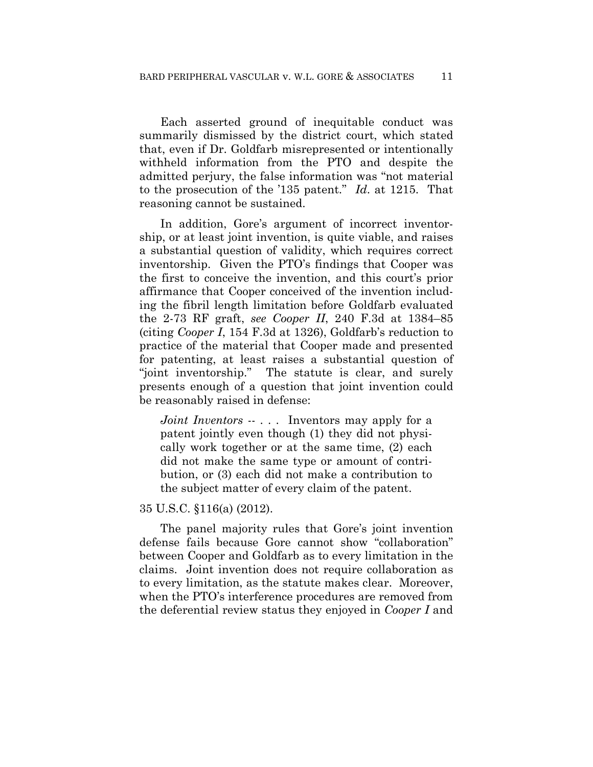Each asserted ground of inequitable conduct was summarily dismissed by the district court, which stated that, even if Dr. Goldfarb misrepresented or intentionally withheld information from the PTO and despite the admitted perjury, the false information was "not material to the prosecution of the '135 patent." *Id*. at 1215. That reasoning cannot be sustained.

In addition, Gore's argument of incorrect inventorship, or at least joint invention, is quite viable, and raises a substantial question of validity, which requires correct inventorship. Given the PTO's findings that Cooper was the first to conceive the invention, and this court's prior affirmance that Cooper conceived of the invention including the fibril length limitation before Goldfarb evaluated the 2-73 RF graft, *see Cooper II*, 240 F.3d at 1384–85 (citing *Cooper I*, 154 F.3d at 1326), Goldfarb's reduction to practice of the material that Cooper made and presented for patenting, at least raises a substantial question of "joint inventorship." The statute is clear, and surely presents enough of a question that joint invention could be reasonably raised in defense:

> *Joint Inventors* -- . . . Inventors may apply for a patent jointly even though (1) they did not physically work together or at the same time, (2) each did not make the same type or amount of contribution, or (3) each did not make a contribution to the subject matter of every claim of the patent.

35 U.S.C. §116(a) (2012).

The panel majority rules that Gore's joint invention defense fails because Gore cannot show "collaboration" between Cooper and Goldfarb as to every limitation in the claims. Joint invention does not require collaboration as to every limitation, as the statute makes clear. Moreover, when the PTO's interference procedures are removed from the deferential review status they enjoyed in *Cooper I* and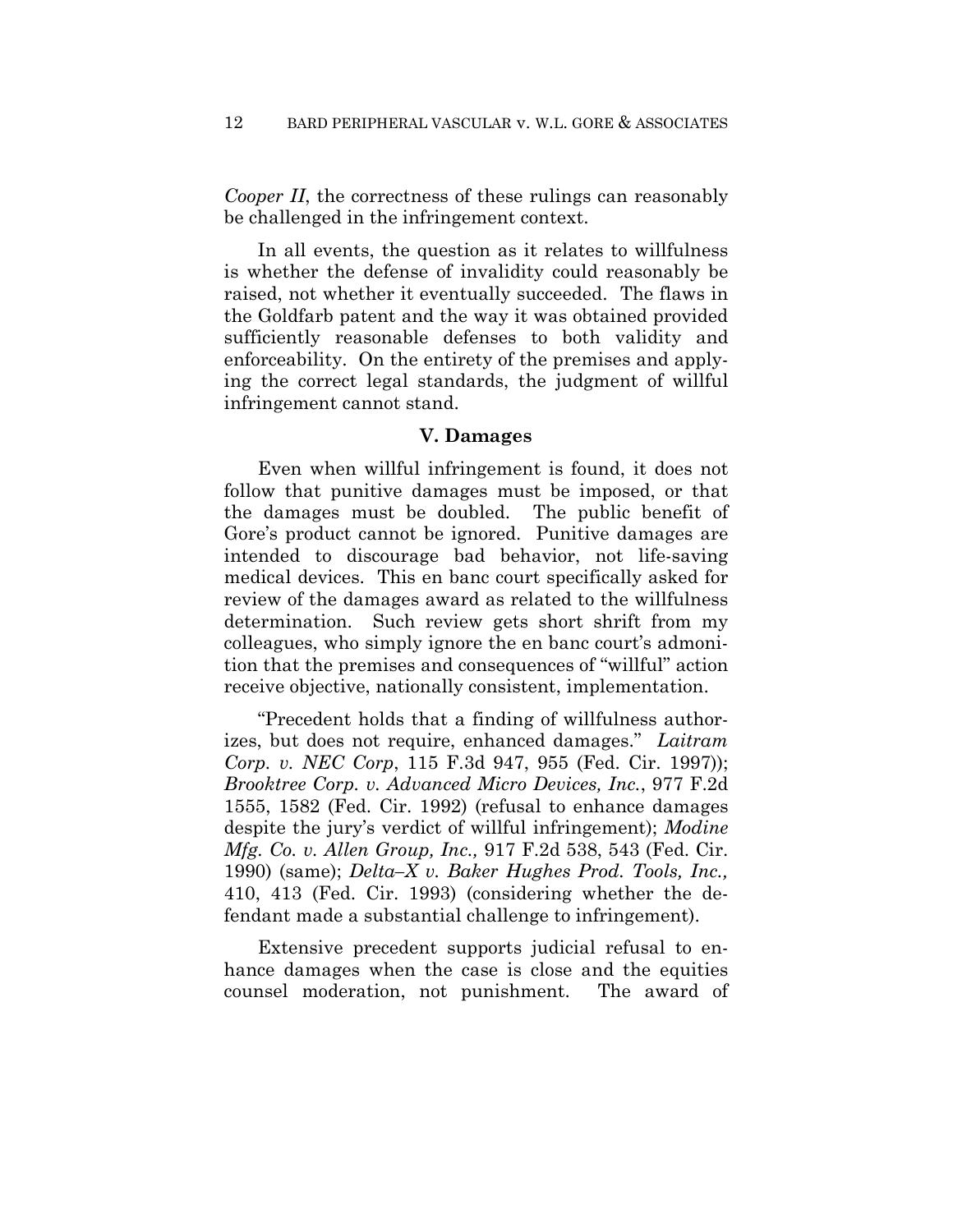*Cooper II*, the correctness of these rulings can reasonably be challenged in the infringement context.

In all events, the question as it relates to willfulness is whether the defense of invalidity could reasonably be raised, not whether it eventually succeeded. The flaws in the Goldfarb patent and the way it was obtained provided sufficiently reasonable defenses to both validity and enforceability. On the entirety of the premises and applying the correct legal standards, the judgment of willful infringement cannot stand.

### V. Damages

Even when willful infringement is found, it does not follow that punitive damages must be imposed, or that the damages must be doubled. The public benefit of Gore's product cannot be ignored. Punitive damages are intended to discourage bad behavior, not life-saving medical devices. This en banc court specifically asked for review of the damages award as related to the willfulness determination. Such review gets short shrift from my colleagues, who simply ignore the en banc court's admonition that the premises and consequences of "willful" action receive objective, nationally consistent, implementation.

"Precedent holds that a finding of willfulness authorizes, but does not require, enhanced damages." *Laitram Corp. v. NEC Corp*, 115 F.3d 947, 955 (Fed. Cir. 1997)); *Brooktree Corp. v. Advanced Micro Devices, Inc.*, 977 F.2d 1555, 1582 (Fed. Cir. 1992) (refusal to enhance damages despite the jury's verdict of willful infringement); *Modine Mfg. Co. v. Allen Group, Inc.,* 917 F.2d 538, 543 (Fed. Cir. 1990) (same); *Delta–X v. Baker Hughes Prod. Tools, Inc.,* 410, 413 (Fed. Cir. 1993) (considering whether the defendant made a substantial challenge to infringement).

Extensive precedent supports judicial refusal to enhance damages when the case is close and the equities counsel moderation, not punishment. The award of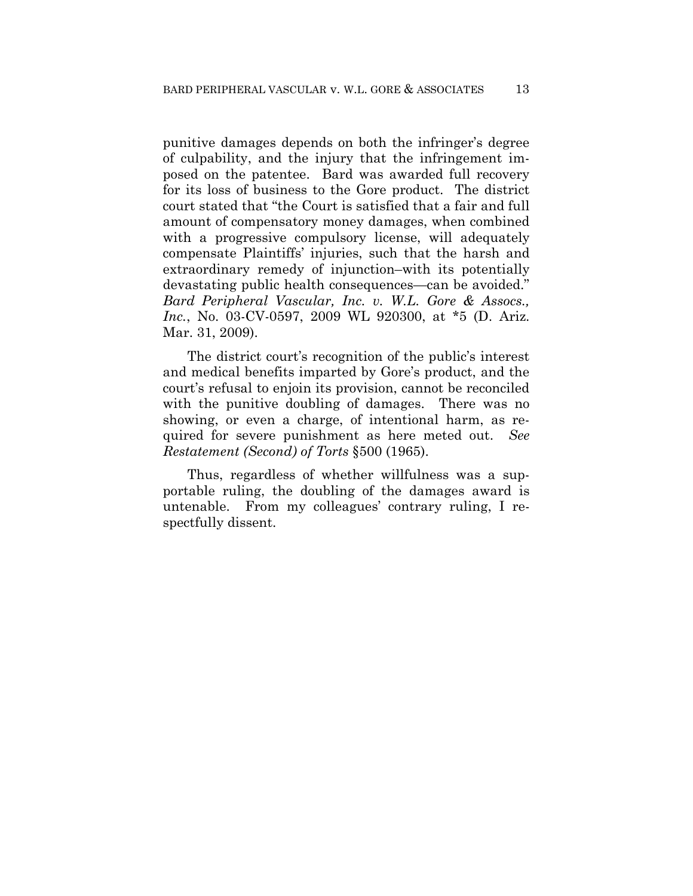punitive damages depends on both the infringer's degree of culpability, and the injury that the infringement imposed on the patentee. Bard was awarded full recovery for its loss of business to the Gore product. The district court stated that "the Court is satisfied that a fair and full amount of compensatory money damages, when combined with a progressive compulsory license, will adequately compensate Plaintiffs' injuries, such that the harsh and extraordinary remedy of injunction–with its potentially devastating public health consequences—can be avoided." *Bard Peripheral Vascular, Inc. v. W.L. Gore & Assocs., Inc.*, No. 03-CV-0597, 2009 WL 920300, at *5 (D. Ariz. Mar. 31, 2009).

The district court's recognition of the public's interest and medical benefits imparted by Gore's product, and the court's refusal to enjoin its provision, cannot be reconciled with the punitive doubling of damages. There was no showing, or even a charge, of intentional harm, as required for severe punishment as here meted out. *See Restatement (Second) of Torts* §500 (1965).

Thus, regardless of whether willfulness was a supportable ruling, the doubling of the damages award is untenable. From my colleagues' contrary ruling, I respectfully dissent.